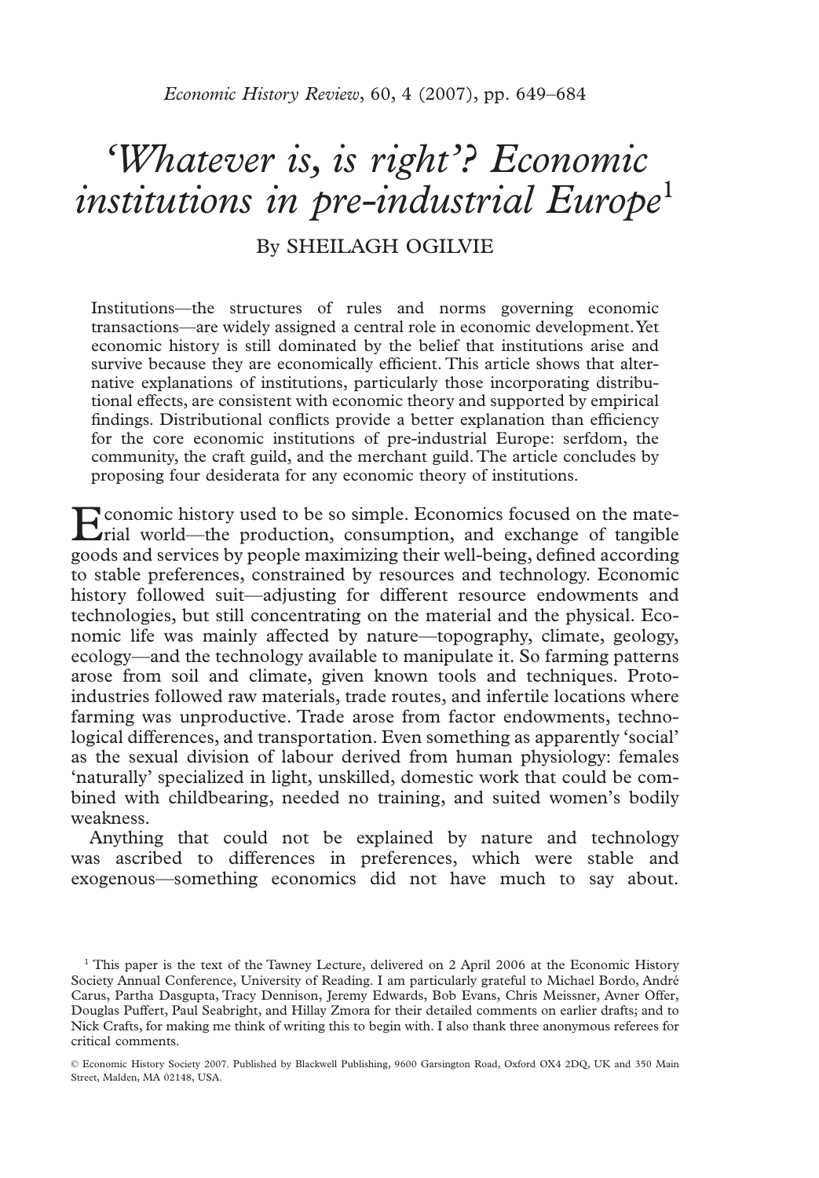# 'Whatever is, is right'? Economic institutions in pre-industrial Europe[1]

By SHEILAGH OGILVIE

Institutions—the structures of rules and norms governing economic transactions—are widely assigned a central role in economic development. Yet economic history is still dominated by the belief that institutions arise and survive because they are economically efficient. This article shows that alternative explanations of institutions, particularly those incorporating distributional effects, are consistent with economic theory and supported by empirical findings. Distributional conflicts provide a better explanation than efficiency for the core economic institutions of pre-industrial Europe: serfdom, the community, the craft guild, and the merchant guild. The article concludes by proposing four desiderata for any economic theory of institutions.

Economic history used to be so simple. Economics focused on the material world—the production, consumption, and exchange of tangible goods and services by people maximizing their well-being, defined according to stable preferences, constrained by resources and technology. Economic history followed suit—adjusting for different resource endowments and technologies, but still concentrating on the material and the physical. Economic life was mainly affected by nature—topography, climate, geology, ecology—and the technology available to manipulate it. So farming patterns arose from soil and climate, given known tools and techniques. Proto-industries followed raw materials, trade routes, and infertile locations where farming was unproductive. Trade arose from factor endowments, technological differences, and transportation. Even something as apparently 'social' as the sexual division of labour derived from human physiology: females 'naturally' specialized in light, unskilled, domestic work that could be combined with childbearing, needed no training, and suited women's bodily weakness.

Anything that could not be explained by nature and technology was ascribed to differences in preferences, which were stable and exogenous—something economics did not have much to say about.

[1] This paper is the text of the Tawney Lecture, delivered on 2 April 2006 at the Economic History Society Annual Conference, University of Reading. I am particularly grateful to Michael Bordo, André Carus, Partha Dasgupta, Tracy Dennison, Jeremy Edwards, Bob Evans, Chris Meissner, Avner Offer, Douglas Puffert, Paul Seabright, and Hillay Zmora for their detailed comments on earlier drafts; and to Nick Crafts, for making me think of writing this to begin with. I also thank three anonymous referees for critical comments.

© Economic History Society 2007. Published by Blackwell Publishing, 9600 Garsington Road, Oxford OX4 2DQ, UK and 350 Main Street, Malden, MA 02148, USA.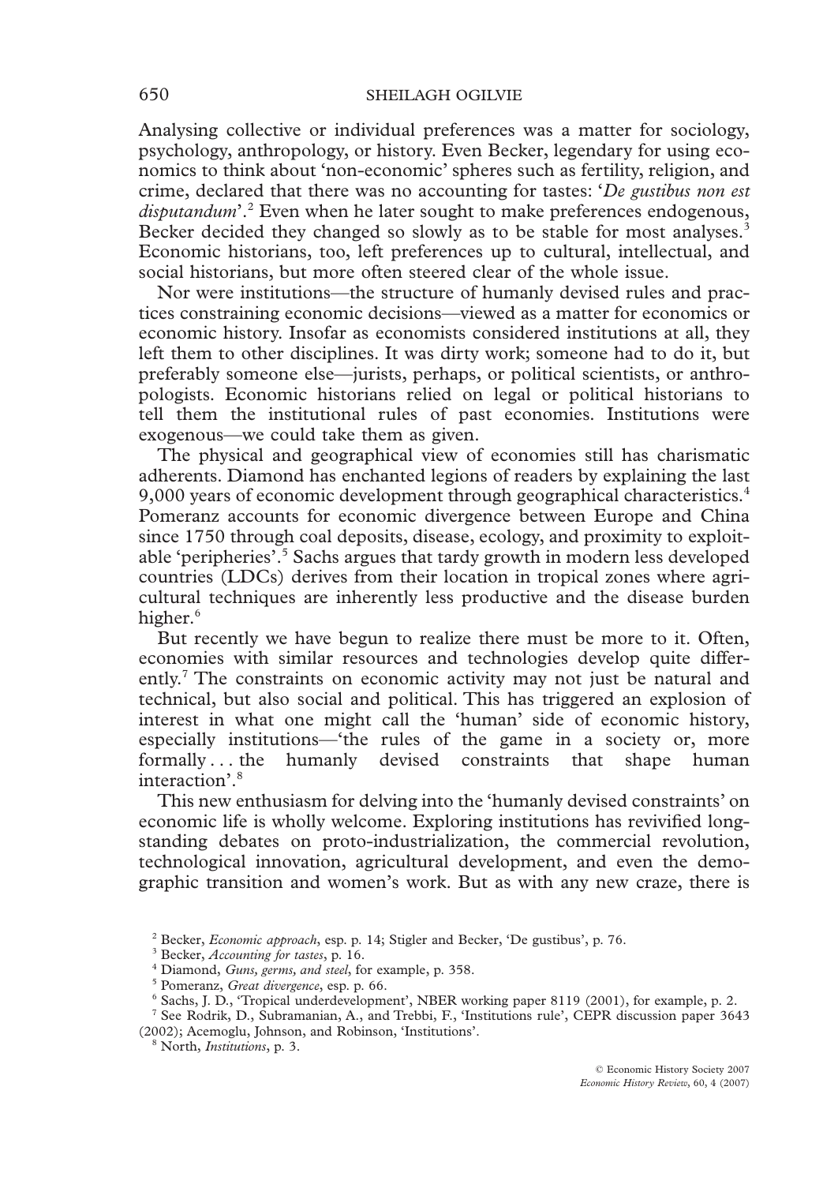Analysing collective or individual preferences was a matter for sociology, psychology, anthropology, or history. Even Becker, legendary for using economics to think about 'non-economic' spheres such as fertility, religion, and crime, declared that there was no accounting for tastes: '*De gustibus non est disputandum*'.[2] Even when he later sought to make preferences endogenous, Becker decided they changed so slowly as to be stable for most analyses.[3] Economic historians, too, left preferences up to cultural, intellectual, and social historians, but more often steered clear of the whole issue.

Nor were institutions—the structure of humanly devised rules and practices constraining economic decisions—viewed as a matter for economics or economic history. Insofar as economists considered institutions at all, they left them to other disciplines. It was dirty work; someone had to do it, but preferably someone else—jurists, perhaps, or political scientists, or anthropologists. Economic historians relied on legal or political historians to tell them the institutional rules of past economies. Institutions were exogenous—we could take them as given.

The physical and geographical view of economies still has charismatic adherents. Diamond has enchanted legions of readers by explaining the last 9,000 years of economic development through geographical characteristics.[4] Pomeranz accounts for economic divergence between Europe and China since 1750 through coal deposits, disease, ecology, and proximity to exploitable 'peripheries'.[5] Sachs argues that tardy growth in modern less developed countries (LDCs) derives from their location in tropical zones where agricultural techniques are inherently less productive and the disease burden higher.[6]

But recently we have begun to realize there must be more to it. Often, economies with similar resources and technologies develop quite differently.[7] The constraints on economic activity may not just be natural and technical, but also social and political. This has triggered an explosion of interest in what one might call the 'human' side of economic history, especially institutions—'the rules of the game in a society or, more formally . . . the humanly devised constraints that shape human interaction'.[8]

This new enthusiasm for delving into the 'humanly devised constraints' on economic life is wholly welcome. Exploring institutions has revivified long-standing debates on proto-industrialization, the commercial revolution, technological innovation, agricultural development, and even the demographic transition and women's work. But as with any new craze, there is

---

[2] Becker, *Economic approach*, esp. p. 14; Stigler and Becker, 'De gustibus', p. 76.

[3] Becker, *Accounting for tastes*, p. 16.

[4] Diamond, *Guns, germs, and steel*, for example, p. 358.

[5] Pomeranz, *Great divergence*, esp. p. 66.

[6] Sachs, J. D., 'Tropical underdevelopment', NBER working paper 8119 (2001), for example, p. 2.

[7] See Rodrik, D., Subramanian, A., and Trebbi, F., 'Institutions rule', CEPR discussion paper 3643 (2002); Acemoglu, Johnson, and Robinson, 'Institutions'.

[8] North, *Institutions*, p. 3.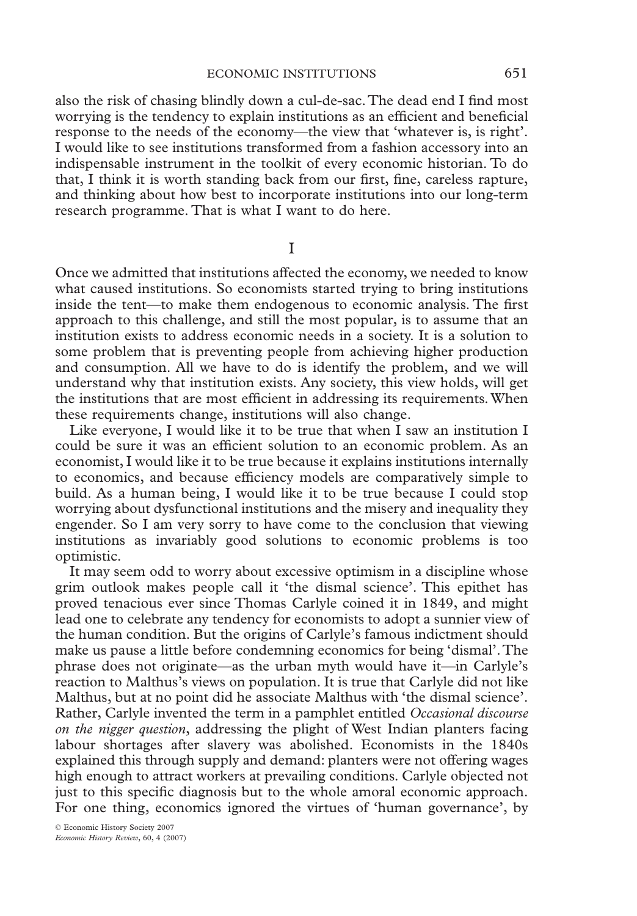also the risk of chasing blindly down a cul-de-sac. The dead end I find most worrying is the tendency to explain institutions as an efficient and beneficial response to the needs of the economy—the view that 'whatever is, is right'. I would like to see institutions transformed from a fashion accessory into an indispensable instrument in the toolkit of every economic historian. To do that, I think it is worth standing back from our first, fine, careless rapture, and thinking about how best to incorporate institutions into our long-term research programme. That is what I want to do here.

## I

Once we admitted that institutions affected the economy, we needed to know what caused institutions. So economists started trying to bring institutions inside the tent—to make them endogenous to economic analysis. The first approach to this challenge, and still the most popular, is to assume that an institution exists to address economic needs in a society. It is a solution to some problem that is preventing people from achieving higher production and consumption. All we have to do is identify the problem, and we will understand why that institution exists. Any society, this view holds, will get the institutions that are most efficient in addressing its requirements. When these requirements change, institutions will also change.

Like everyone, I would like it to be true that when I saw an institution I could be sure it was an efficient solution to an economic problem. As an economist, I would like it to be true because it explains institutions internally to economics, and because efficiency models are comparatively simple to build. As a human being, I would like it to be true because I could stop worrying about dysfunctional institutions and the misery and inequality they engender. So I am very sorry to have come to the conclusion that viewing institutions as invariably good solutions to economic problems is too optimistic.

It may seem odd to worry about excessive optimism in a discipline whose grim outlook makes people call it 'the dismal science'. This epithet has proved tenacious ever since Thomas Carlyle coined it in 1849, and might lead one to celebrate any tendency for economists to adopt a sunnier view of the human condition. But the origins of Carlyle's famous indictment should make us pause a little before condemning economics for being 'dismal'. The phrase does not originate—as the urban myth would have it—in Carlyle's reaction to Malthus's views on population. It is true that Carlyle did not like Malthus, but at no point did he associate Malthus with 'the dismal science'. Rather, Carlyle invented the term in a pamphlet entitled *Occasional discourse on the nigger question*, addressing the plight of West Indian planters facing labour shortages after slavery was abolished. Economists in the 1840s explained this through supply and demand: planters were not offering wages high enough to attract workers at prevailing conditions. Carlyle objected not just to this specific diagnosis but to the whole amoral economic approach. For one thing, economics ignored the virtues of 'human governance', by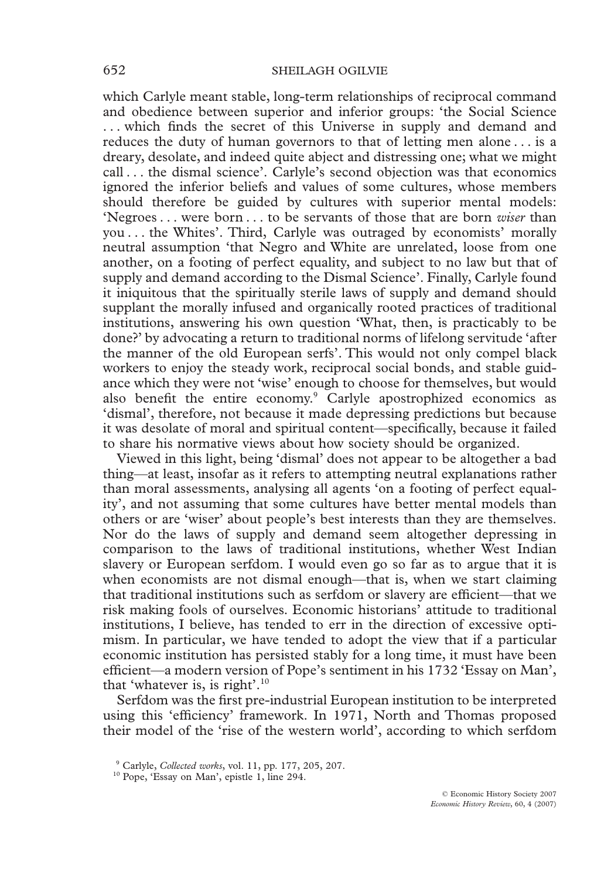which Carlyle meant stable, long-term relationships of reciprocal command and obedience between superior and inferior groups: 'the Social Science . . . which finds the secret of this Universe in supply and demand and reduces the duty of human governors to that of letting men alone . . . is a dreary, desolate, and indeed quite abject and distressing one; what we might call . . . the dismal science'. Carlyle's second objection was that economics ignored the inferior beliefs and values of some cultures, whose members should therefore be guided by cultures with superior mental models: 'Negroes . . . were born . . . to be servants of those that are born *wiser* than you . . . the Whites'. Third, Carlyle was outraged by economists' morally neutral assumption 'that Negro and White are unrelated, loose from one another, on a footing of perfect equality, and subject to no law but that of supply and demand according to the Dismal Science'. Finally, Carlyle found it iniquitous that the spiritually sterile laws of supply and demand should supplant the morally infused and organically rooted practices of traditional institutions, answering his own question 'What, then, is practicably to be done?' by advocating a return to traditional norms of lifelong servitude 'after the manner of the old European serfs'. This would not only compel black workers to enjoy the steady work, reciprocal social bonds, and stable guidance which they were not 'wise' enough to choose for themselves, but would also benefit the entire economy.[9] Carlyle apostrophized economics as 'dismal', therefore, not because it made depressing predictions but because it was desolate of moral and spiritual content—specifically, because it failed to share his normative views about how society should be organized.

Viewed in this light, being 'dismal' does not appear to be altogether a bad thing—at least, insofar as it refers to attempting neutral explanations rather than moral assessments, analysing all agents 'on a footing of perfect equality', and not assuming that some cultures have better mental models than others or are 'wiser' about people's best interests than they are themselves. Nor do the laws of supply and demand seem altogether depressing in comparison to the laws of traditional institutions, whether West Indian slavery or European serfdom. I would even go so far as to argue that it is when economists are not dismal enough—that is, when we start claiming that traditional institutions such as serfdom or slavery are efficient—that we risk making fools of ourselves. Economic historians' attitude to traditional institutions, I believe, has tended to err in the direction of excessive optimism. In particular, we have tended to adopt the view that if a particular economic institution has persisted stably for a long time, it must have been efficient—a modern version of Pope's sentiment in his 1732 'Essay on Man', that 'whatever is, is right'.[10]

Serfdom was the first pre-industrial European institution to be interpreted using this 'efficiency' framework. In 1971, North and Thomas proposed their model of the 'rise of the western world', according to which serfdom

[9] Carlyle, *Collected works*, vol. 11, pp. 177, 205, 207.

[10] Pope, 'Essay on Man', epistle 1, line 294.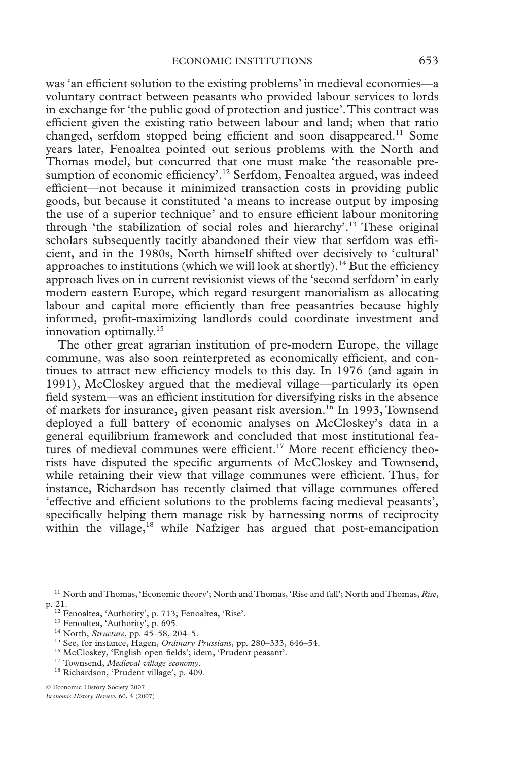was 'an efficient solution to the existing problems' in medieval economies—a voluntary contract between peasants who provided labour services to lords in exchange for 'the public good of protection and justice'. This contract was efficient given the existing ratio between labour and land; when that ratio changed, serfdom stopped being efficient and soon disappeared.[11] Some years later, Fenoaltea pointed out serious problems with the North and Thomas model, but concurred that one must make 'the reasonable presumption of economic efficiency'.[12] Serfdom, Fenoaltea argued, was indeed efficient—not because it minimized transaction costs in providing public goods, but because it constituted 'a means to increase output by imposing the use of a superior technique' and to ensure efficient labour monitoring through 'the stabilization of social roles and hierarchy'.[13] These original scholars subsequently tacitly abandoned their view that serfdom was efficient, and in the 1980s, North himself shifted over decisively to 'cultural' approaches to institutions (which we will look at shortly).[14] But the efficiency approach lives on in current revisionist views of the 'second serfdom' in early modern eastern Europe, which regard resurgent manorialism as allocating labour and capital more efficiently than free peasantries because highly informed, profit-maximizing landlords could coordinate investment and innovation optimally.[15]

The other great agrarian institution of pre-modern Europe, the village commune, was also soon reinterpreted as economically efficient, and continues to attract new efficiency models to this day. In 1976 (and again in 1991), McCloskey argued that the medieval village—particularly its open field system—was an efficient institution for diversifying risks in the absence of markets for insurance, given peasant risk aversion.[16] In 1993, Townsend deployed a full battery of economic analyses on McCloskey's data in a general equilibrium framework and concluded that most institutional features of medieval communes were efficient.[17] More recent efficiency theorists have disputed the specific arguments of McCloskey and Townsend, while retaining their view that village communes were efficient. Thus, for instance, Richardson has recently claimed that village communes offered 'effective and efficient solutions to the problems facing medieval peasants', specifically helping them manage risk by harnessing norms of reciprocity within the village,[18] while Nafziger has argued that post-emancipation

[11] North and Thomas, 'Economic theory'; North and Thomas, 'Rise and fall'; North and Thomas, *Rise*, p. 21.

[12] Fenoaltea, 'Authority', p. 713; Fenoaltea, 'Rise'.

[13] Fenoaltea, 'Authority', p. 695.

[14] North, *Structure*, pp. 45–58, 204–5.

[15] See, for instance, Hagen, *Ordinary Prussians*, pp. 280–333, 646–54.

[16] McCloskey, 'English open fields'; idem, 'Prudent peasant'.

[17] Townsend, *Medieval village economy*.

[18] Richardson, 'Prudent village', p. 409.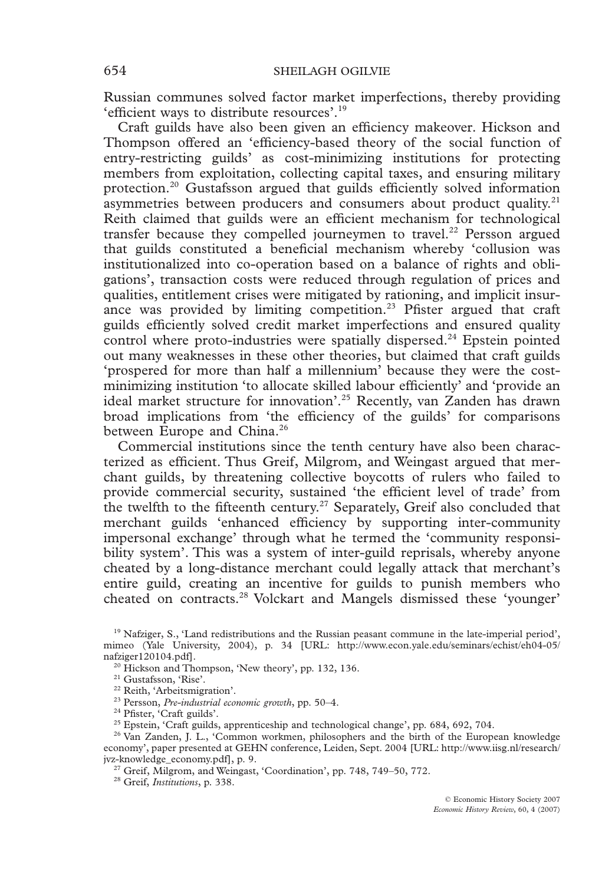Russian communes solved factor market imperfections, thereby providing 'efficient ways to distribute resources'.[19]

Craft guilds have also been given an efficiency makeover. Hickson and Thompson offered an 'efficiency-based theory of the social function of entry-restricting guilds' as cost-minimizing institutions for protecting members from exploitation, collecting capital taxes, and ensuring military protection.[20] Gustafsson argued that guilds efficiently solved information asymmetries between producers and consumers about product quality.[21] Reith claimed that guilds were an efficient mechanism for technological transfer because they compelled journeymen to travel.[22] Persson argued that guilds constituted a beneficial mechanism whereby 'collusion was institutionalized into co-operation based on a balance of rights and obligations', transaction costs were reduced through regulation of prices and qualities, entitlement crises were mitigated by rationing, and implicit insurance was provided by limiting competition.[23] Pfister argued that craft guilds efficiently solved credit market imperfections and ensured quality control where proto-industries were spatially dispersed.[24] Epstein pointed out many weaknesses in these other theories, but claimed that craft guilds 'prospered for more than half a millennium' because they were the cost-minimizing institution 'to allocate skilled labour efficiently' and 'provide an ideal market structure for innovation'.[25] Recently, van Zanden has drawn broad implications from 'the efficiency of the guilds' for comparisons between Europe and China.[26]

Commercial institutions since the tenth century have also been characterized as efficient. Thus Greif, Milgrom, and Weingast argued that merchant guilds, by threatening collective boycotts of rulers who failed to provide commercial security, sustained 'the efficient level of trade' from the twelfth to the fifteenth century.[27] Separately, Greif also concluded that merchant guilds 'enhanced efficiency by supporting inter-community impersonal exchange' through what he termed the 'community responsibility system'. This was a system of inter-guild reprisals, whereby anyone cheated by a long-distance merchant could legally attack that merchant's entire guild, creating an incentive for guilds to punish members who cheated on contracts.[28] Volckart and Mangels dismissed these 'younger'

---

[19] Nafziger, S., 'Land redistributions and the Russian peasant commune in the late-imperial period', mimeo (Yale University, 2004), p. 34 [URL: http://www.econ.yale.edu/seminars/echist/eh04-05/nafziger120104.pdf].

[20] Hickson and Thompson, 'New theory', pp. 132, 136.

[21] Gustafsson, 'Rise'.

[22] Reith, 'Arbeitsmigration'.

[23] Persson, *Pre-industrial economic growth*, pp. 50–4.

[24] Pfister, 'Craft guilds'.

[25] Epstein, 'Craft guilds, apprenticeship and technological change', pp. 684, 692, 704.

[26] Van Zanden, J. L., 'Common workmen, philosophers and the birth of the European knowledge economy', paper presented at GEHN conference, Leiden, Sept. 2004 [URL: http://www.iisg.nl/research/jvz-knowledge_economy.pdf], p. 9.

[27] Greif, Milgrom, and Weingast, 'Coordination', pp. 748, 749–50, 772.

[28] Greif, *Institutions*, p. 338.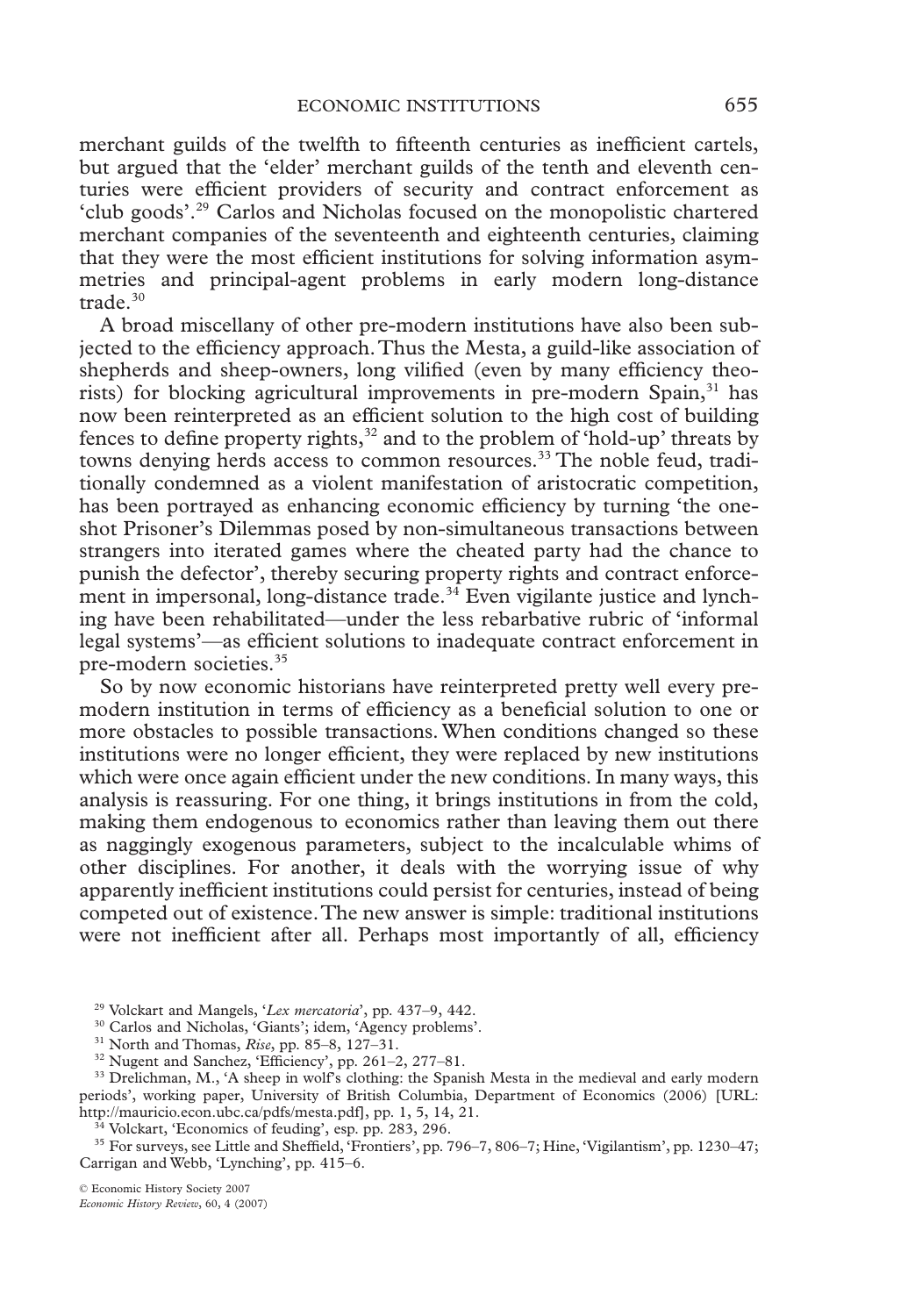merchant guilds of the twelfth to fifteenth centuries as inefficient cartels, but argued that the 'elder' merchant guilds of the tenth and eleventh centuries were efficient providers of security and contract enforcement as 'club goods'.[29] Carlos and Nicholas focused on the monopolistic chartered merchant companies of the seventeenth and eighteenth centuries, claiming that they were the most efficient institutions for solving information asymmetries and principal-agent problems in early modern long-distance trade.[30]

A broad miscellany of other pre-modern institutions have also been subjected to the efficiency approach. Thus the Mesta, a guild-like association of shepherds and sheep-owners, long vilified (even by many efficiency theorists) for blocking agricultural improvements in pre-modern Spain,[31] has now been reinterpreted as an efficient solution to the high cost of building fences to define property rights,[32] and to the problem of 'hold-up' threats by towns denying herds access to common resources.[33] The noble feud, traditionally condemned as a violent manifestation of aristocratic competition, has been portrayed as enhancing economic efficiency by turning 'the one-shot Prisoner's Dilemmas posed by non-simultaneous transactions between strangers into iterated games where the cheated party had the chance to punish the defector', thereby securing property rights and contract enforcement in impersonal, long-distance trade.[34] Even vigilante justice and lynching have been rehabilitated—under the less rebarbative rubric of 'informal legal systems'—as efficient solutions to inadequate contract enforcement in pre-modern societies.[35]

So by now economic historians have reinterpreted pretty well every pre-modern institution in terms of efficiency as a beneficial solution to one or more obstacles to possible transactions. When conditions changed so these institutions were no longer efficient, they were replaced by new institutions which were once again efficient under the new conditions. In many ways, this analysis is reassuring. For one thing, it brings institutions in from the cold, making them endogenous to economics rather than leaving them out there as naggingly exogenous parameters, subject to the incalculable whims of other disciplines. For another, it deals with the worrying issue of why apparently inefficient institutions could persist for centuries, instead of being competed out of existence. The new answer is simple: traditional institutions were not inefficient after all. Perhaps most importantly of all, efficiency

[29] Volckart and Mangels, '*Lex mercatoria*', pp. 437–9, 442.

[30] Carlos and Nicholas, 'Giants'; idem, 'Agency problems'.

[31] North and Thomas, *Rise*, pp. 85–8, 127–31.

[32] Nugent and Sanchez, 'Efficiency', pp. 261–2, 277–81.

[33] Drelichman, M., 'A sheep in wolf's clothing: the Spanish Mesta in the medieval and early modern periods', working paper, University of British Columbia, Department of Economics (2006) [URL: http://mauricio.econ.ubc.ca/pdfs/mesta.pdf], pp. 1, 5, 14, 21.

[34] Volckart, 'Economics of feuding', esp. pp. 283, 296.

[35] For surveys, see Little and Sheffield, 'Frontiers', pp. 796–7, 806–7; Hine, 'Vigilantism', pp. 1230–47; Carrigan and Webb, 'Lynching', pp. 415–6.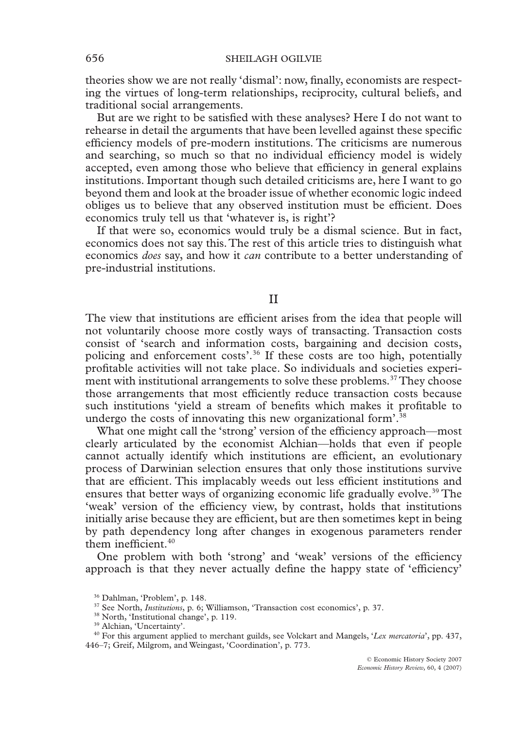theories show we are not really 'dismal': now, finally, economists are respecting the virtues of long-term relationships, reciprocity, cultural beliefs, and traditional social arrangements.

But are we right to be satisfied with these analyses? Here I do not want to rehearse in detail the arguments that have been levelled against these specific efficiency models of pre-modern institutions. The criticisms are numerous and searching, so much so that no individual efficiency model is widely accepted, even among those who believe that efficiency in general explains institutions. Important though such detailed criticisms are, here I want to go beyond them and look at the broader issue of whether economic logic indeed obliges us to believe that any observed institution must be efficient. Does economics truly tell us that 'whatever is, is right'?

If that were so, economics would truly be a dismal science. But in fact, economics does not say this. The rest of this article tries to distinguish what economics *does* say, and how it *can* contribute to a better understanding of pre-industrial institutions.

## II

The view that institutions are efficient arises from the idea that people will not voluntarily choose more costly ways of transacting. Transaction costs consist of 'search and information costs, bargaining and decision costs, policing and enforcement costs'.[36] If these costs are too high, potentially profitable activities will not take place. So individuals and societies experiment with institutional arrangements to solve these problems.[37] They choose those arrangements that most efficiently reduce transaction costs because such institutions 'yield a stream of benefits which makes it profitable to undergo the costs of innovating this new organizational form'.[38]

What one might call the 'strong' version of the efficiency approach—most clearly articulated by the economist Alchian—holds that even if people cannot actually identify which institutions are efficient, an evolutionary process of Darwinian selection ensures that only those institutions survive that are efficient. This implacably weeds out less efficient institutions and ensures that better ways of organizing economic life gradually evolve.[39] The 'weak' version of the efficiency view, by contrast, holds that institutions initially arise because they are efficient, but are then sometimes kept in being by path dependency long after changes in exogenous parameters render them inefficient.[40]

One problem with both 'strong' and 'weak' versions of the efficiency approach is that they never actually define the happy state of 'efficiency'

[36] Dahlman, 'Problem', p. 148.

[37] See North, *Institutions*, p. 6; Williamson, 'Transaction cost economics', p. 37.

[38] North, 'Institutional change', p. 119.

[39] Alchian, 'Uncertainty'.

[40] For this argument applied to merchant guilds, see Volckart and Mangels, '*Lex mercatoria*', pp. 437, 446–7; Greif, Milgrom, and Weingast, 'Coordination', p. 773.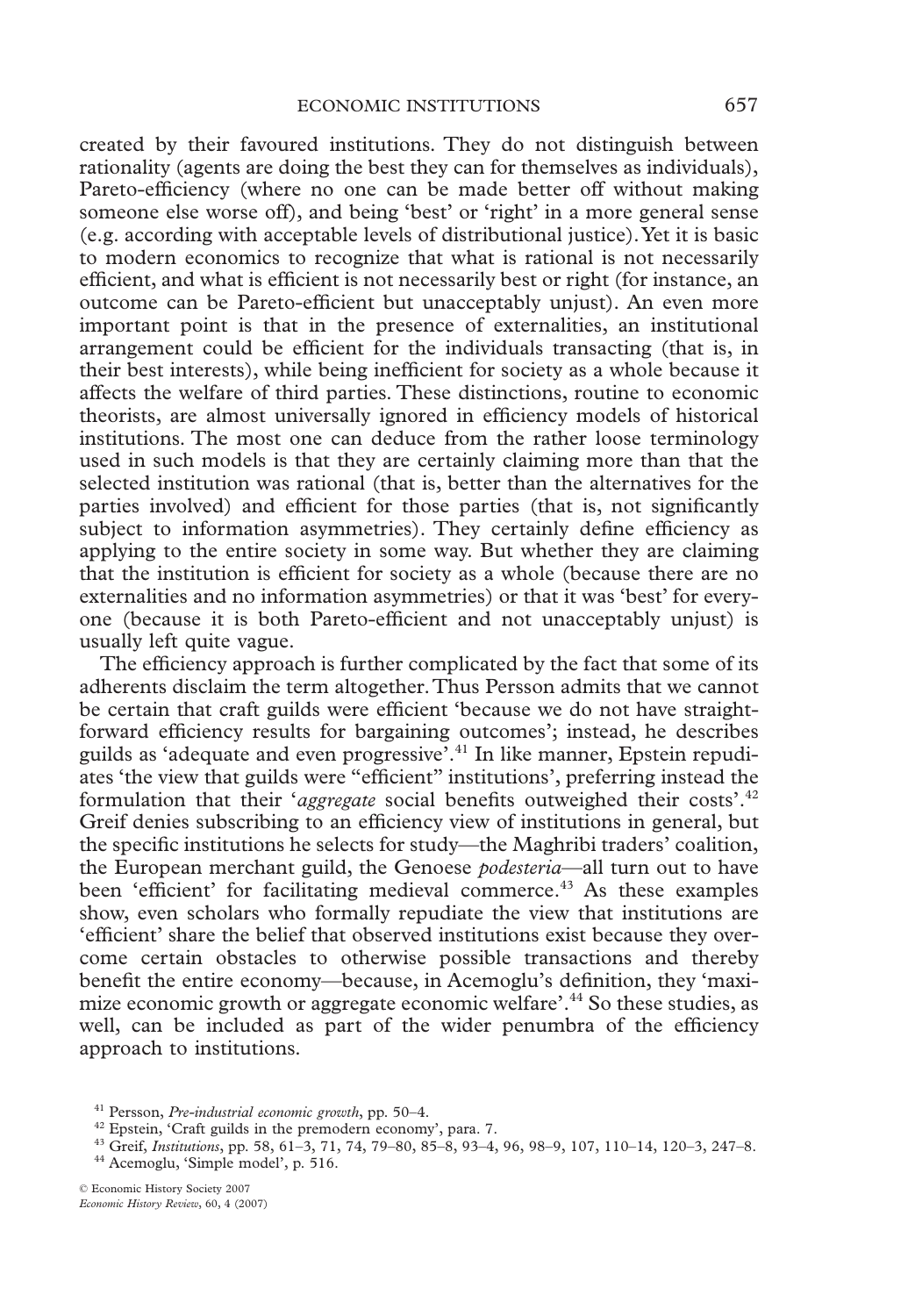created by their favoured institutions. They do not distinguish between rationality (agents are doing the best they can for themselves as individuals), Pareto-efficiency (where no one can be made better off without making someone else worse off), and being 'best' or 'right' in a more general sense (e.g. according with acceptable levels of distributional justice). Yet it is basic to modern economics to recognize that what is rational is not necessarily efficient, and what is efficient is not necessarily best or right (for instance, an outcome can be Pareto-efficient but unacceptably unjust). An even more important point is that in the presence of externalities, an institutional arrangement could be efficient for the individuals transacting (that is, in their best interests), while being inefficient for society as a whole because it affects the welfare of third parties. These distinctions, routine to economic theorists, are almost universally ignored in efficiency models of historical institutions. The most one can deduce from the rather loose terminology used in such models is that they are certainly claiming more than that the selected institution was rational (that is, better than the alternatives for the parties involved) and efficient for those parties (that is, not significantly subject to information asymmetries). They certainly define efficiency as applying to the entire society in some way. But whether they are claiming that the institution is efficient for society as a whole (because there are no externalities and no information asymmetries) or that it was 'best' for everyone (because it is both Pareto-efficient and not unacceptably unjust) is usually left quite vague.

The efficiency approach is further complicated by the fact that some of its adherents disclaim the term altogether. Thus Persson admits that we cannot be certain that craft guilds were efficient 'because we do not have straightforward efficiency results for bargaining outcomes'; instead, he describes guilds as 'adequate and even progressive'.[41] In like manner, Epstein repudiates 'the view that guilds were "efficient" institutions', preferring instead the formulation that their '*aggregate* social benefits outweighed their costs'.[42] Greif denies subscribing to an efficiency view of institutions in general, but the specific institutions he selects for study—the Maghribi traders' coalition, the European merchant guild, the Genoese *podesteria*—all turn out to have been 'efficient' for facilitating medieval commerce.[43] As these examples show, even scholars who formally repudiate the view that institutions are 'efficient' share the belief that observed institutions exist because they overcome certain obstacles to otherwise possible transactions and thereby benefit the entire economy—because, in Acemoglu's definition, they 'maximize economic growth or aggregate economic welfare'.[44] So these studies, as well, can be included as part of the wider penumbra of the efficiency approach to institutions.

[41] Persson, *Pre-industrial economic growth*, pp. 50–4.

[42] Epstein, 'Craft guilds in the premodern economy', para. 7.

[43] Greif, *Institutions*, pp. 58, 61–3, 71, 74, 79–80, 85–8, 93–4, 96, 98–9, 107, 110–14, 120–3, 247–8.

[44] Acemoglu, 'Simple model', p. 516.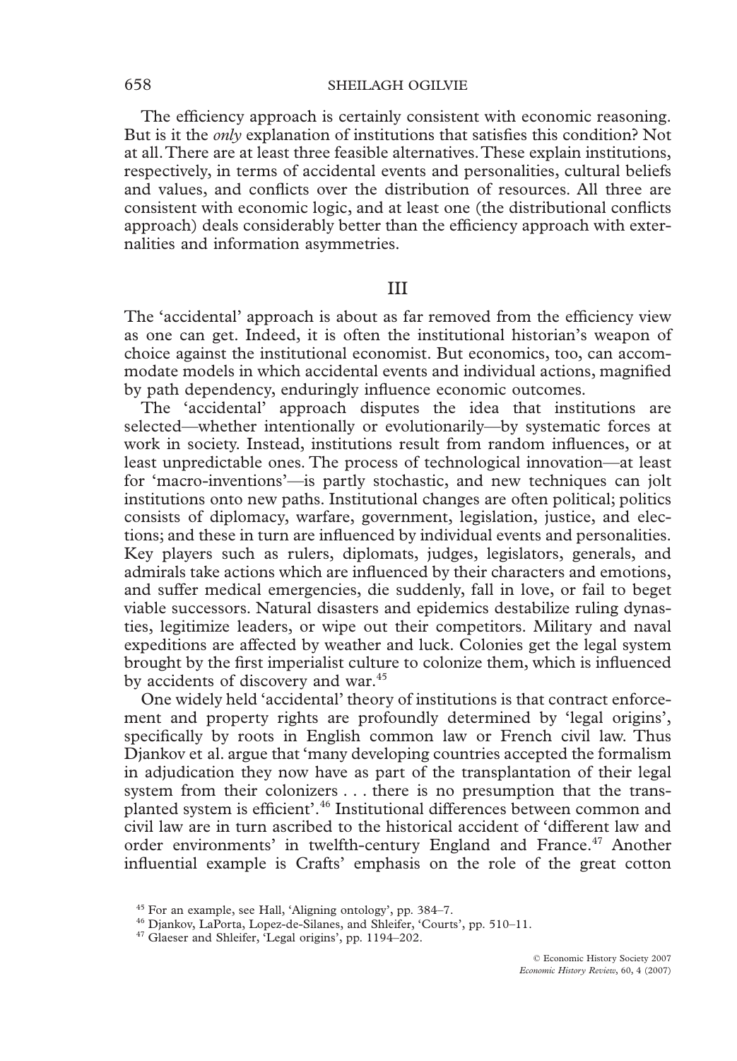The efficiency approach is certainly consistent with economic reasoning. But is it the *only* explanation of institutions that satisfies this condition? Not at all. There are at least three feasible alternatives. These explain institutions, respectively, in terms of accidental events and personalities, cultural beliefs and values, and conflicts over the distribution of resources. All three are consistent with economic logic, and at least one (the distributional conflicts approach) deals considerably better than the efficiency approach with externalities and information asymmetries.

## III

The 'accidental' approach is about as far removed from the efficiency view as one can get. Indeed, it is often the institutional historian's weapon of choice against the institutional economist. But economics, too, can accommodate models in which accidental events and individual actions, magnified by path dependency, enduringly influence economic outcomes.

The 'accidental' approach disputes the idea that institutions are selected—whether intentionally or evolutionarily—by systematic forces at work in society. Instead, institutions result from random influences, or at least unpredictable ones. The process of technological innovation—at least for 'macro-inventions'—is partly stochastic, and new techniques can jolt institutions onto new paths. Institutional changes are often political; politics consists of diplomacy, warfare, government, legislation, justice, and elections; and these in turn are influenced by individual events and personalities. Key players such as rulers, diplomats, judges, legislators, generals, and admirals take actions which are influenced by their characters and emotions, and suffer medical emergencies, die suddenly, fall in love, or fail to beget viable successors. Natural disasters and epidemics destabilize ruling dynasties, legitimize leaders, or wipe out their competitors. Military and naval expeditions are affected by weather and luck. Colonies get the legal system brought by the first imperialist culture to colonize them, which is influenced by accidents of discovery and war.[45]

One widely held 'accidental' theory of institutions is that contract enforcement and property rights are profoundly determined by 'legal origins', specifically by roots in English common law or French civil law. Thus Djankov et al. argue that 'many developing countries accepted the formalism in adjudication they now have as part of the transplantation of their legal system from their colonizers . . . there is no presumption that the transplanted system is efficient'.[46] Institutional differences between common and civil law are in turn ascribed to the historical accident of 'different law and order environments' in twelfth-century England and France.[47] Another influential example is Crafts' emphasis on the role of the great cotton

[45] For an example, see Hall, 'Aligning ontology', pp. 384–7.

[46] Djankov, LaPorta, Lopez-de-Silanes, and Shleifer, 'Courts', pp. 510–11.

[47] Glaeser and Shleifer, 'Legal origins', pp. 1194–202.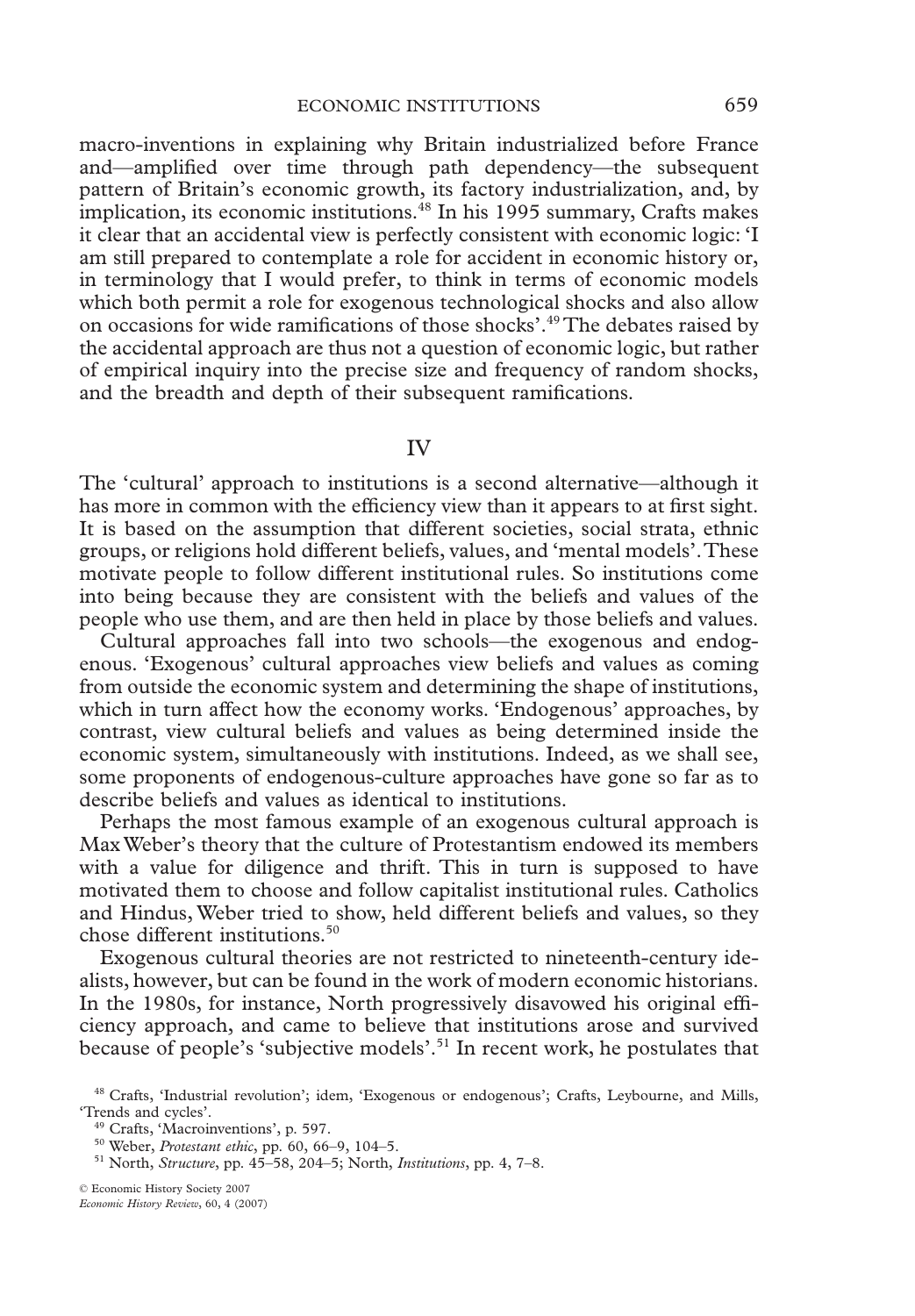macro-inventions in explaining why Britain industrialized before France and—amplified over time through path dependency—the subsequent pattern of Britain's economic growth, its factory industrialization, and, by implication, its economic institutions.[48] In his 1995 summary, Crafts makes it clear that an accidental view is perfectly consistent with economic logic: 'I am still prepared to contemplate a role for accident in economic history or, in terminology that I would prefer, to think in terms of economic models which both permit a role for exogenous technological shocks and also allow on occasions for wide ramifications of those shocks'.[49] The debates raised by the accidental approach are thus not a question of economic logic, but rather of empirical inquiry into the precise size and frequency of random shocks, and the breadth and depth of their subsequent ramifications.

## IV

The 'cultural' approach to institutions is a second alternative—although it has more in common with the efficiency view than it appears to at first sight. It is based on the assumption that different societies, social strata, ethnic groups, or religions hold different beliefs, values, and 'mental models'. These motivate people to follow different institutional rules. So institutions come into being because they are consistent with the beliefs and values of the people who use them, and are then held in place by those beliefs and values.

Cultural approaches fall into two schools—the exogenous and endogenous. 'Exogenous' cultural approaches view beliefs and values as coming from outside the economic system and determining the shape of institutions, which in turn affect how the economy works. 'Endogenous' approaches, by contrast, view cultural beliefs and values as being determined inside the economic system, simultaneously with institutions. Indeed, as we shall see, some proponents of endogenous-culture approaches have gone so far as to describe beliefs and values as identical to institutions.

Perhaps the most famous example of an exogenous cultural approach is Max Weber's theory that the culture of Protestantism endowed its members with a value for diligence and thrift. This in turn is supposed to have motivated them to choose and follow capitalist institutional rules. Catholics and Hindus, Weber tried to show, held different beliefs and values, so they chose different institutions.[50]

Exogenous cultural theories are not restricted to nineteenth-century idealists, however, but can be found in the work of modern economic historians. In the 1980s, for instance, North progressively disavowed his original efficiency approach, and came to believe that institutions arose and survived because of people's 'subjective models'.[51] In recent work, he postulates that

[48] Crafts, 'Industrial revolution'; idem, 'Exogenous or endogenous'; Crafts, Leybourne, and Mills, 'Trends and cycles'.

[49] Crafts, 'Macroinventions', p. 597.

[50] Weber, *Protestant ethic*, pp. 60, 66–9, 104–5.

[51] North, *Structure*, pp. 45–58, 204–5; North, *Institutions*, pp. 4, 7–8.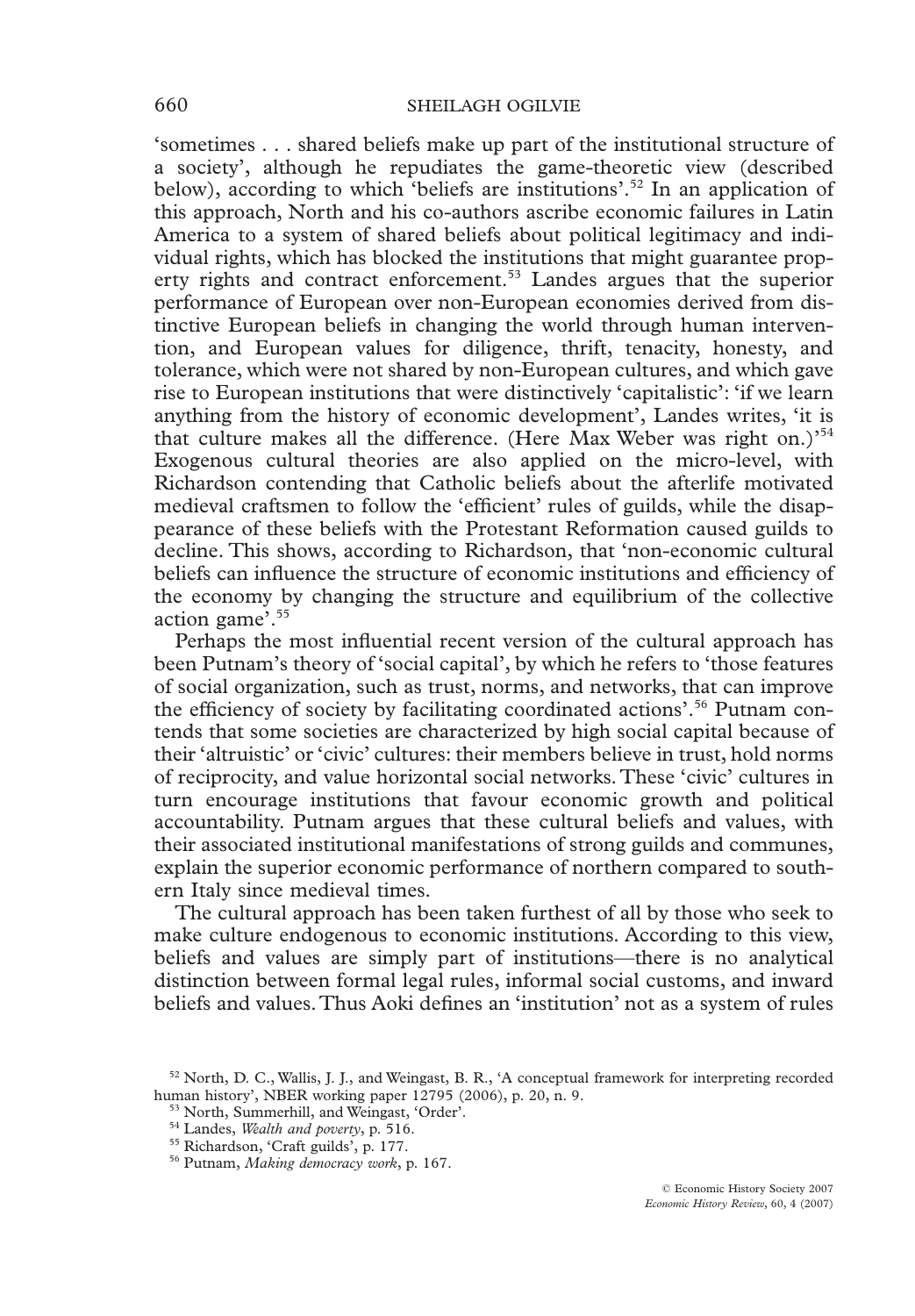'sometimes . . . shared beliefs make up part of the institutional structure of a society', although he repudiates the game-theoretic view (described below), according to which 'beliefs are institutions'.[52] In an application of this approach, North and his co-authors ascribe economic failures in Latin America to a system of shared beliefs about political legitimacy and individual rights, which has blocked the institutions that might guarantee property rights and contract enforcement.[53] Landes argues that the superior performance of European over non-European economies derived from distinctive European beliefs in changing the world through human intervention, and European values for diligence, thrift, tenacity, honesty, and tolerance, which were not shared by non-European cultures, and which gave rise to European institutions that were distinctively 'capitalistic': 'if we learn anything from the history of economic development', Landes writes, 'it is that culture makes all the difference. (Here Max Weber was right on.)'[54] Exogenous cultural theories are also applied on the micro-level, with Richardson contending that Catholic beliefs about the afterlife motivated medieval craftsmen to follow the 'efficient' rules of guilds, while the disappearance of these beliefs with the Protestant Reformation caused guilds to decline. This shows, according to Richardson, that 'non-economic cultural beliefs can influence the structure of economic institutions and efficiency of the economy by changing the structure and equilibrium of the collective action game'.[55]

Perhaps the most influential recent version of the cultural approach has been Putnam's theory of 'social capital', by which he refers to 'those features of social organization, such as trust, norms, and networks, that can improve the efficiency of society by facilitating coordinated actions'.[56] Putnam contends that some societies are characterized by high social capital because of their 'altruistic' or 'civic' cultures: their members believe in trust, hold norms of reciprocity, and value horizontal social networks. These 'civic' cultures in turn encourage institutions that favour economic growth and political accountability. Putnam argues that these cultural beliefs and values, with their associated institutional manifestations of strong guilds and communes, explain the superior economic performance of northern compared to southern Italy since medieval times.

The cultural approach has been taken furthest of all by those who seek to make culture endogenous to economic institutions. According to this view, beliefs and values are simply part of institutions—there is no analytical distinction between formal legal rules, informal social customs, and inward beliefs and values. Thus Aoki defines an 'institution' not as a system of rules

[52] North, D. C., Wallis, J. J., and Weingast, B. R., 'A conceptual framework for interpreting recorded human history', NBER working paper 12795 (2006), p. 20, n. 9.

[53] North, Summerhill, and Weingast, 'Order'.

[54] Landes, *Wealth and poverty*, p. 516.

[55] Richardson, 'Craft guilds', p. 177.

[56] Putnam, *Making democracy work*, p. 167.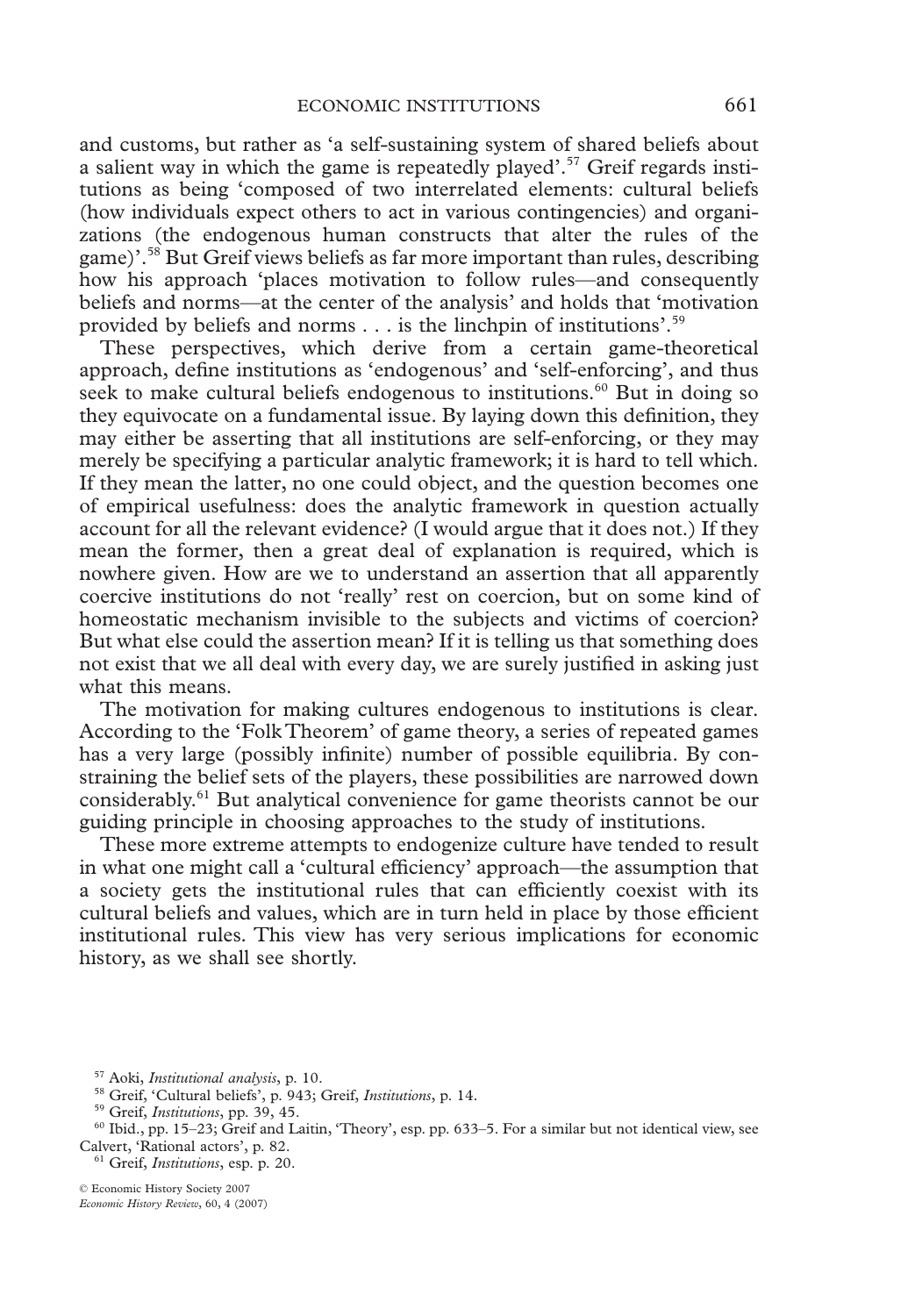and customs, but rather as 'a self-sustaining system of shared beliefs about a salient way in which the game is repeatedly played'.[57] Greif regards institutions as being 'composed of two interrelated elements: cultural beliefs (how individuals expect others to act in various contingencies) and organizations (the endogenous human constructs that alter the rules of the game)'.[58] But Greif views beliefs as far more important than rules, describing how his approach 'places motivation to follow rules—and consequently beliefs and norms—at the center of the analysis' and holds that 'motivation provided by beliefs and norms . . . is the linchpin of institutions'.[59]

These perspectives, which derive from a certain game-theoretical approach, define institutions as 'endogenous' and 'self-enforcing', and thus seek to make cultural beliefs endogenous to institutions.[60] But in doing so they equivocate on a fundamental issue. By laying down this definition, they may either be asserting that all institutions are self-enforcing, or they may merely be specifying a particular analytic framework; it is hard to tell which. If they mean the latter, no one could object, and the question becomes one of empirical usefulness: does the analytic framework in question actually account for all the relevant evidence? (I would argue that it does not.) If they mean the former, then a great deal of explanation is required, which is nowhere given. How are we to understand an assertion that all apparently coercive institutions do not 'really' rest on coercion, but on some kind of homeostatic mechanism invisible to the subjects and victims of coercion? But what else could the assertion mean? If it is telling us that something does not exist that we all deal with every day, we are surely justified in asking just what this means.

The motivation for making cultures endogenous to institutions is clear. According to the 'Folk Theorem' of game theory, a series of repeated games has a very large (possibly infinite) number of possible equilibria. By constraining the belief sets of the players, these possibilities are narrowed down considerably.[61] But analytical convenience for game theorists cannot be our guiding principle in choosing approaches to the study of institutions.

These more extreme attempts to endogenize culture have tended to result in what one might call a 'cultural efficiency' approach—the assumption that a society gets the institutional rules that can efficiently coexist with its cultural beliefs and values, which are in turn held in place by those efficient institutional rules. This view has very serious implications for economic history, as we shall see shortly.

[57] Aoki, *Institutional analysis*, p. 10.

[58] Greif, 'Cultural beliefs', p. 943; Greif, *Institutions*, p. 14.

[59] Greif, *Institutions*, pp. 39, 45.

[60] Ibid., pp. 15–23; Greif and Laitin, 'Theory', esp. pp. 633–5. For a similar but not identical view, see Calvert, 'Rational actors', p. 82.

[61] Greif, *Institutions*, esp. p. 20.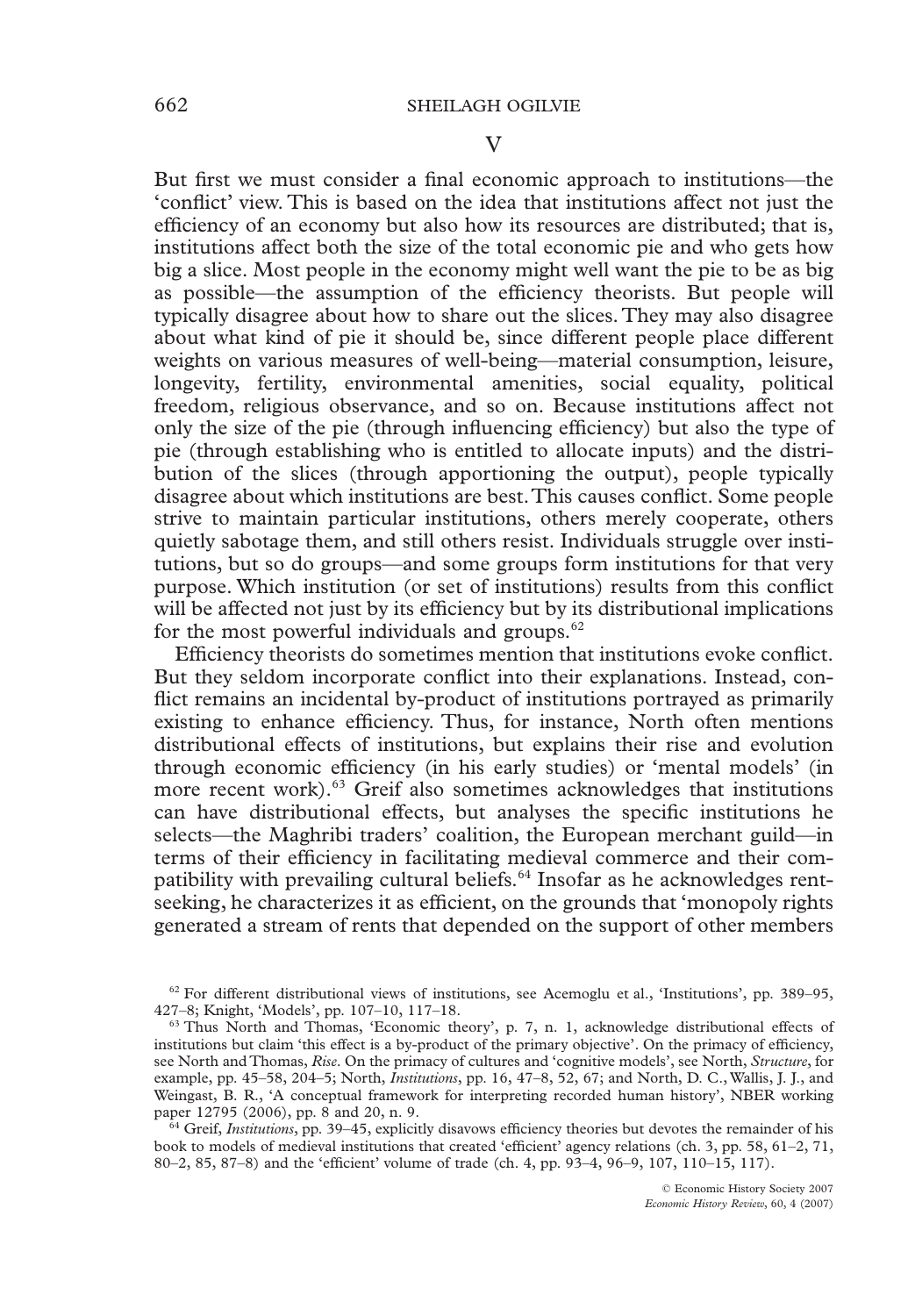## V

But first we must consider a final economic approach to institutions—the 'conflict' view. This is based on the idea that institutions affect not just the efficiency of an economy but also how its resources are distributed; that is, institutions affect both the size of the total economic pie and who gets how big a slice. Most people in the economy might well want the pie to be as big as possible—the assumption of the efficiency theorists. But people will typically disagree about how to share out the slices. They may also disagree about what kind of pie it should be, since different people place different weights on various measures of well-being—material consumption, leisure, longevity, fertility, environmental amenities, social equality, political freedom, religious observance, and so on. Because institutions affect not only the size of the pie (through influencing efficiency) but also the type of pie (through establishing who is entitled to allocate inputs) and the distribution of the slices (through apportioning the output), people typically disagree about which institutions are best. This causes conflict. Some people strive to maintain particular institutions, others merely cooperate, others quietly sabotage them, and still others resist. Individuals struggle over institutions, but so do groups—and some groups form institutions for that very purpose. Which institution (or set of institutions) results from this conflict will be affected not just by its efficiency but by its distributional implications for the most powerful individuals and groups.[62]

Efficiency theorists do sometimes mention that institutions evoke conflict. But they seldom incorporate conflict into their explanations. Instead, conflict remains an incidental by-product of institutions portrayed as primarily existing to enhance efficiency. Thus, for instance, North often mentions distributional effects of institutions, but explains their rise and evolution through economic efficiency (in his early studies) or 'mental models' (in more recent work).[63] Greif also sometimes acknowledges that institutions can have distributional effects, but analyses the specific institutions he selects—the Maghribi traders' coalition, the European merchant guild—in terms of their efficiency in facilitating medieval commerce and their compatibility with prevailing cultural beliefs.[64] Insofar as he acknowledges rent-seeking, he characterizes it as efficient, on the grounds that 'monopoly rights generated a stream of rents that depended on the support of other members

[62] For different distributional views of institutions, see Acemoglu et al., 'Institutions', pp. 389–95, 427–8; Knight, 'Models', pp. 107–10, 117–18.

[63] Thus North and Thomas, 'Economic theory', p. 7, n. 1, acknowledge distributional effects of institutions but claim 'this effect is a by-product of the primary objective'. On the primacy of efficiency, see North and Thomas, *Rise*. On the primacy of cultures and 'cognitive models', see North, *Structure*, for example, pp. 45–58, 204–5; North, *Institutions*, pp. 16, 47–8, 52, 67; and North, D. C., Wallis, J. J., and Weingast, B. R., 'A conceptual framework for interpreting recorded human history', NBER working paper 12795 (2006), pp. 8 and 20, n. 9.

[64] Greif, *Institutions*, pp. 39–45, explicitly disavows efficiency theories but devotes the remainder of his book to models of medieval institutions that created 'efficient' agency relations (ch. 3, pp. 58, 61–2, 71, 80–2, 85, 87–8) and the 'efficient' volume of trade (ch. 4, pp. 93–4, 96–9, 107, 110–15, 117).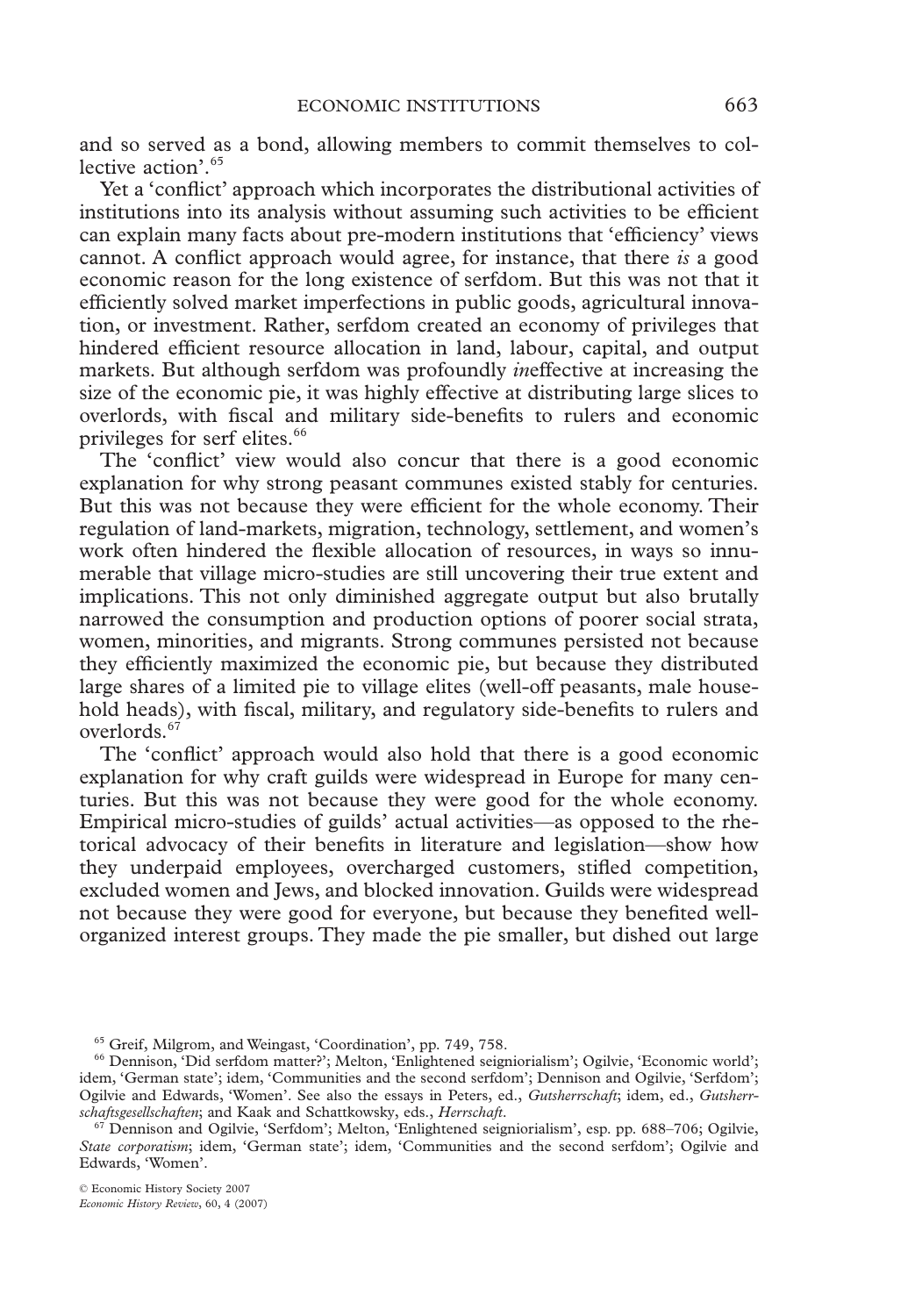and so served as a bond, allowing members to commit themselves to collective action'.[65]

Yet a 'conflict' approach which incorporates the distributional activities of institutions into its analysis without assuming such activities to be efficient can explain many facts about pre-modern institutions that 'efficiency' views cannot. A conflict approach would agree, for instance, that there *is* a good economic reason for the long existence of serfdom. But this was not that it efficiently solved market imperfections in public goods, agricultural innovation, or investment. Rather, serfdom created an economy of privileges that hindered efficient resource allocation in land, labour, capital, and output markets. But although serfdom was profoundly *in*effective at increasing the size of the economic pie, it was highly effective at distributing large slices to overlords, with fiscal and military side-benefits to rulers and economic privileges for serf elites.[66]

The 'conflict' view would also concur that there is a good economic explanation for why strong peasant communes existed stably for centuries. But this was not because they were efficient for the whole economy. Their regulation of land-markets, migration, technology, settlement, and women's work often hindered the flexible allocation of resources, in ways so innumerable that village micro-studies are still uncovering their true extent and implications. This not only diminished aggregate output but also brutally narrowed the consumption and production options of poorer social strata, women, minorities, and migrants. Strong communes persisted not because they efficiently maximized the economic pie, but because they distributed large shares of a limited pie to village elites (well-off peasants, male household heads), with fiscal, military, and regulatory side-benefits to rulers and overlords.[67]

The 'conflict' approach would also hold that there is a good economic explanation for why craft guilds were widespread in Europe for many centuries. But this was not because they were good for the whole economy. Empirical micro-studies of guilds' actual activities—as opposed to the rhetorical advocacy of their benefits in literature and legislation—show how they underpaid employees, overcharged customers, stifled competition, excluded women and Jews, and blocked innovation. Guilds were widespread not because they were good for everyone, but because they benefited well-organized interest groups. They made the pie smaller, but dished out large

[65] Greif, Milgrom, and Weingast, 'Coordination', pp. 749, 758.

[66] Dennison, 'Did serfdom matter?'; Melton, 'Enlightened seigniorialism'; Ogilvie, 'Economic world'; idem, 'German state'; idem, 'Communities and the second serfdom'; Dennison and Ogilvie, 'Serfdom'; Ogilvie and Edwards, 'Women'. See also the essays in Peters, ed., *Gutsherrschaft*; idem, ed., *Gutsherrschaftsgesellschaften*; and Kaak and Schattkowsky, eds., *Herrschaft*.

[67] Dennison and Ogilvie, 'Serfdom'; Melton, 'Enlightened seigniorialism', esp. pp. 688–706; Ogilvie, *State corporatism*; idem, 'German state'; idem, 'Communities and the second serfdom'; Ogilvie and Edwards, 'Women'.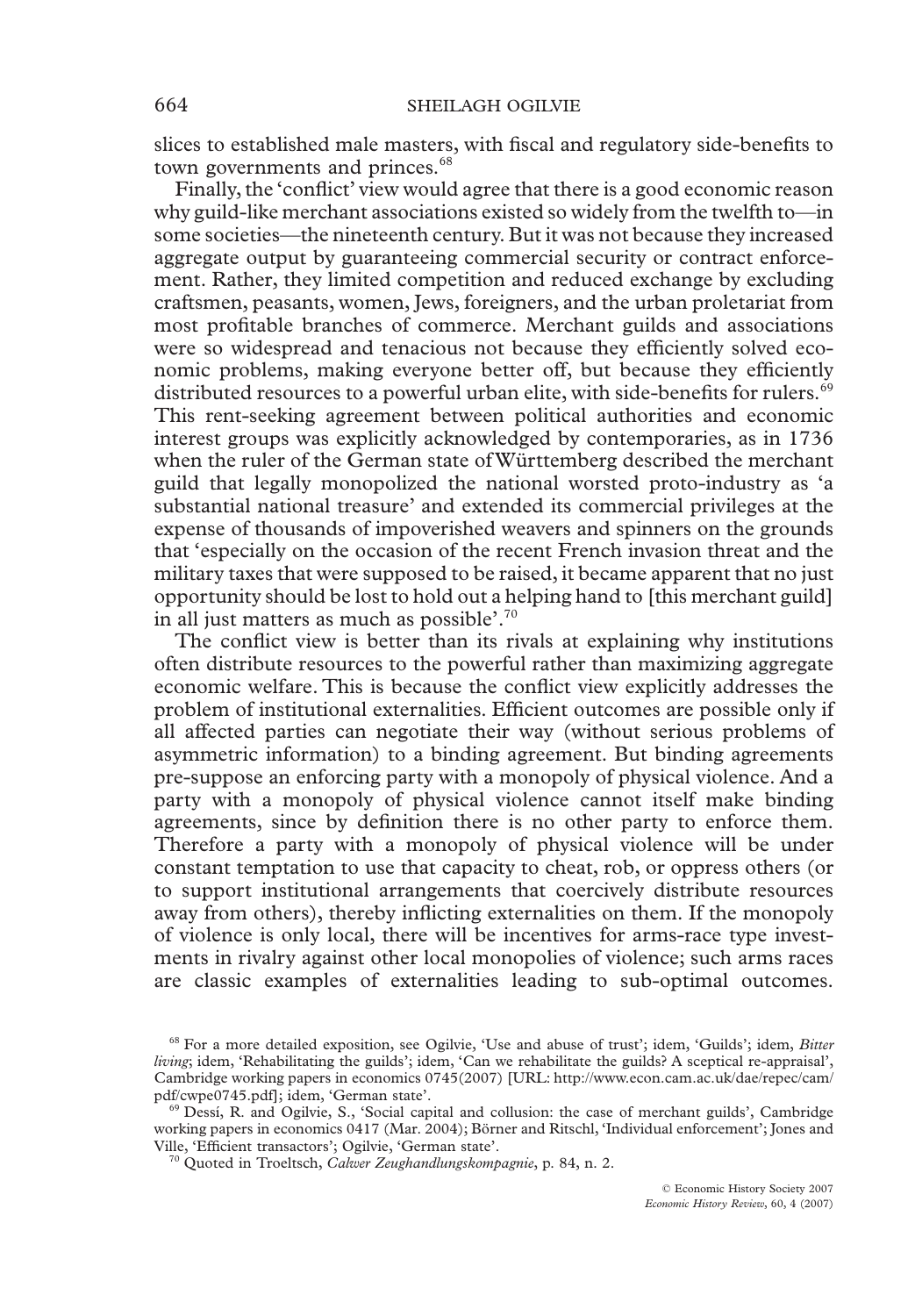slices to established male masters, with fiscal and regulatory side-benefits to town governments and princes.[68]

Finally, the 'conflict' view would agree that there is a good economic reason why guild-like merchant associations existed so widely from the twelfth to—in some societies—the nineteenth century. But it was not because they increased aggregate output by guaranteeing commercial security or contract enforcement. Rather, they limited competition and reduced exchange by excluding craftsmen, peasants, women, Jews, foreigners, and the urban proletariat from most profitable branches of commerce. Merchant guilds and associations were so widespread and tenacious not because they efficiently solved economic problems, making everyone better off, but because they efficiently distributed resources to a powerful urban elite, with side-benefits for rulers.[69] This rent-seeking agreement between political authorities and economic interest groups was explicitly acknowledged by contemporaries, as in 1736 when the ruler of the German state of Württemberg described the merchant guild that legally monopolized the national worsted proto-industry as 'a substantial national treasure' and extended its commercial privileges at the expense of thousands of impoverished weavers and spinners on the grounds that 'especially on the occasion of the recent French invasion threat and the military taxes that were supposed to be raised, it became apparent that no just opportunity should be lost to hold out a helping hand to [this merchant guild] in all just matters as much as possible'.[70]

The conflict view is better than its rivals at explaining why institutions often distribute resources to the powerful rather than maximizing aggregate economic welfare. This is because the conflict view explicitly addresses the problem of institutional externalities. Efficient outcomes are possible only if all affected parties can negotiate their way (without serious problems of asymmetric information) to a binding agreement. But binding agreements pre-suppose an enforcing party with a monopoly of physical violence. And a party with a monopoly of physical violence cannot itself make binding agreements, since by definition there is no other party to enforce them. Therefore a party with a monopoly of physical violence will be under constant temptation to use that capacity to cheat, rob, or oppress others (or to support institutional arrangements that coercively distribute resources away from others), thereby inflicting externalities on them. If the monopoly of violence is only local, there will be incentives for arms-race type investments in rivalry against other local monopolies of violence; such arms races are classic examples of externalities leading to sub-optimal outcomes.

[68] For a more detailed exposition, see Ogilvie, 'Use and abuse of trust'; idem, 'Guilds'; idem, *Bitter living*; idem, 'Rehabilitating the guilds'; idem, 'Can we rehabilitate the guilds? A sceptical re-appraisal', Cambridge working papers in economics 0745(2007) [URL: http://www.econ.cam.ac.uk/dae/repec/cam/pdf/cwpe0745.pdf]; idem, 'German state'.

[69] Dessí, R. and Ogilvie, S., 'Social capital and collusion: the case of merchant guilds', Cambridge working papers in economics 0417 (Mar. 2004); Börner and Ritschl, 'Individual enforcement'; Jones and Ville, 'Efficient transactors'; Ogilvie, 'German state'.

[70] Quoted in Troeltsch, *Calwer Zeughandlungskompagnie*, p. 84, n. 2.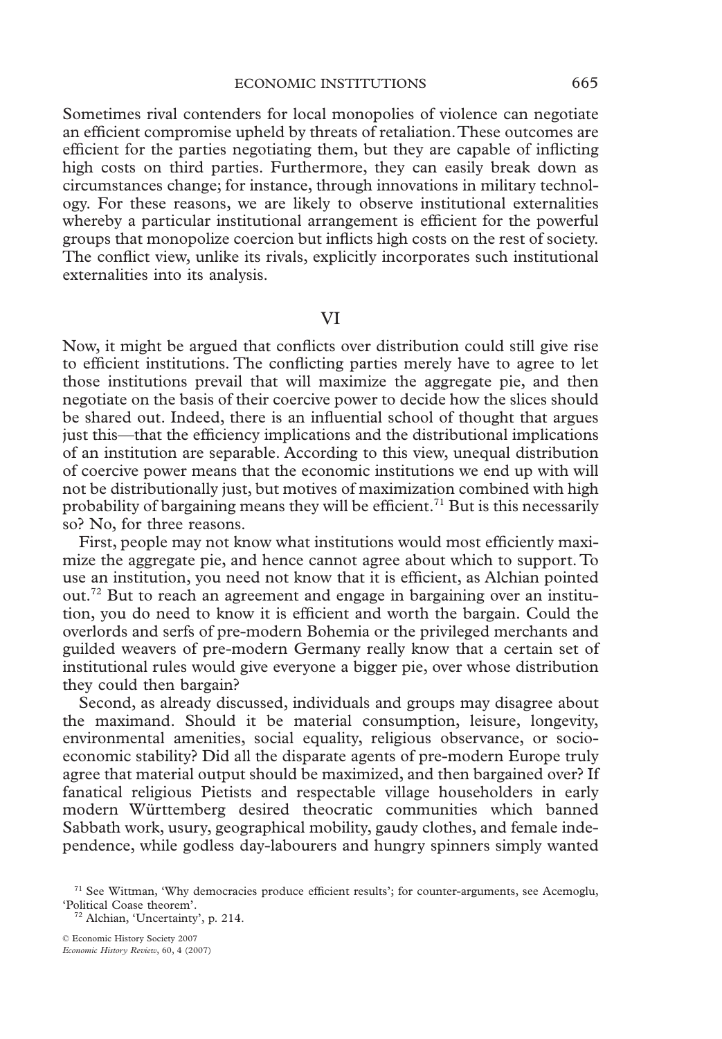Sometimes rival contenders for local monopolies of violence can negotiate an efficient compromise upheld by threats of retaliation. These outcomes are efficient for the parties negotiating them, but they are capable of inflicting high costs on third parties. Furthermore, they can easily break down as circumstances change; for instance, through innovations in military technology. For these reasons, we are likely to observe institutional externalities whereby a particular institutional arrangement is efficient for the powerful groups that monopolize coercion but inflicts high costs on the rest of society. The conflict view, unlike its rivals, explicitly incorporates such institutional externalities into its analysis.

## VI

Now, it might be argued that conflicts over distribution could still give rise to efficient institutions. The conflicting parties merely have to agree to let those institutions prevail that will maximize the aggregate pie, and then negotiate on the basis of their coercive power to decide how the slices should be shared out. Indeed, there is an influential school of thought that argues just this—that the efficiency implications and the distributional implications of an institution are separable. According to this view, unequal distribution of coercive power means that the economic institutions we end up with will not be distributionally just, but motives of maximization combined with high probability of bargaining means they will be efficient.[71] But is this necessarily so? No, for three reasons.

First, people may not know what institutions would most efficiently maximize the aggregate pie, and hence cannot agree about which to support. To use an institution, you need not know that it is efficient, as Alchian pointed out.[72] But to reach an agreement and engage in bargaining over an institution, you do need to know it is efficient and worth the bargain. Could the overlords and serfs of pre-modern Bohemia or the privileged merchants and guilded weavers of pre-modern Germany really know that a certain set of institutional rules would give everyone a bigger pie, over whose distribution they could then bargain?

Second, as already discussed, individuals and groups may disagree about the maximand. Should it be material consumption, leisure, longevity, environmental amenities, social equality, religious observance, or socio-economic stability? Did all the disparate agents of pre-modern Europe truly agree that material output should be maximized, and then bargained over? If fanatical religious Pietists and respectable village householders in early modern Württemberg desired theocratic communities which banned Sabbath work, usury, geographical mobility, gaudy clothes, and female independence, while godless day-labourers and hungry spinners simply wanted

[71] See Wittman, 'Why democracies produce efficient results'; for counter-arguments, see Acemoglu, 'Political Coase theorem'.

[72] Alchian, 'Uncertainty', p. 214.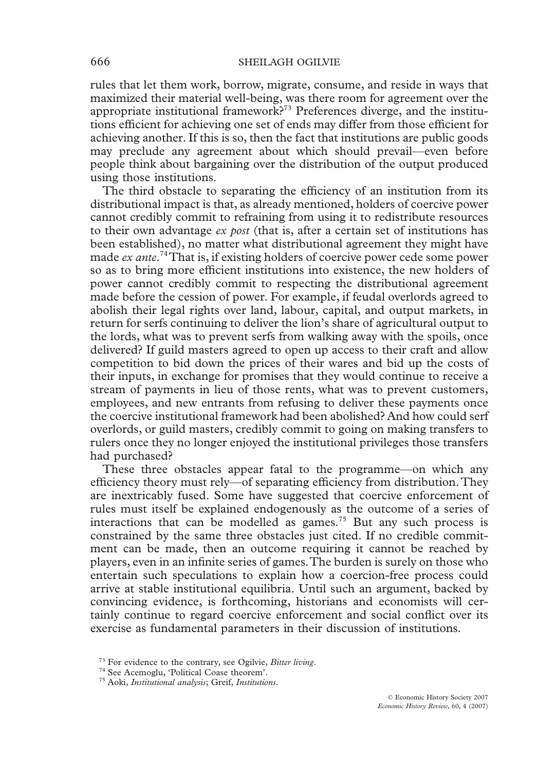rules that let them work, borrow, migrate, consume, and reside in ways that maximized their material well-being, was there room for agreement over the appropriate institutional framework?[73] Preferences diverge, and the institutions efficient for achieving one set of ends may differ from those efficient for achieving another. If this is so, then the fact that institutions are public goods may preclude any agreement about which should prevail—even before people think about bargaining over the distribution of the output produced using those institutions.

The third obstacle to separating the efficiency of an institution from its distributional impact is that, as already mentioned, holders of coercive power cannot credibly commit to refraining from using it to redistribute resources to their own advantage *ex post* (that is, after a certain set of institutions has been established), no matter what distributional agreement they might have made *ex ante*.[74] That is, if existing holders of coercive power cede some power so as to bring more efficient institutions into existence, the new holders of power cannot credibly commit to respecting the distributional agreement made before the cession of power. For example, if feudal overlords agreed to abolish their legal rights over land, labour, capital, and output markets, in return for serfs continuing to deliver the lion's share of agricultural output to the lords, what was to prevent serfs from walking away with the spoils, once delivered? If guild masters agreed to open up access to their craft and allow competition to bid down the prices of their wares and bid up the costs of their inputs, in exchange for promises that they would continue to receive a stream of payments in lieu of those rents, what was to prevent customers, employees, and new entrants from refusing to deliver these payments once the coercive institutional framework had been abolished? And how could serf overlords, or guild masters, credibly commit to going on making transfers to rulers once they no longer enjoyed the institutional privileges those transfers had purchased?

These three obstacles appear fatal to the programme—on which any efficiency theory must rely—of separating efficiency from distribution. They are inextricably fused. Some have suggested that coercive enforcement of rules must itself be explained endogenously as the outcome of a series of interactions that can be modelled as games.[75] But any such process is constrained by the same three obstacles just cited. If no credible commitment can be made, then an outcome requiring it cannot be reached by players, even in an infinite series of games. The burden is surely on those who entertain such speculations to explain how a coercion-free process could arrive at stable institutional equilibria. Until such an argument, backed by convincing evidence, is forthcoming, historians and economists will certainly continue to regard coercive enforcement and social conflict over its exercise as fundamental parameters in their discussion of institutions.

[73] For evidence to the contrary, see Ogilvie, *Bitter living*.

[74] See Acemoglu, 'Political Coase theorem'.

[75] Aoki, *Institutional analysis*; Greif, *Institutions*.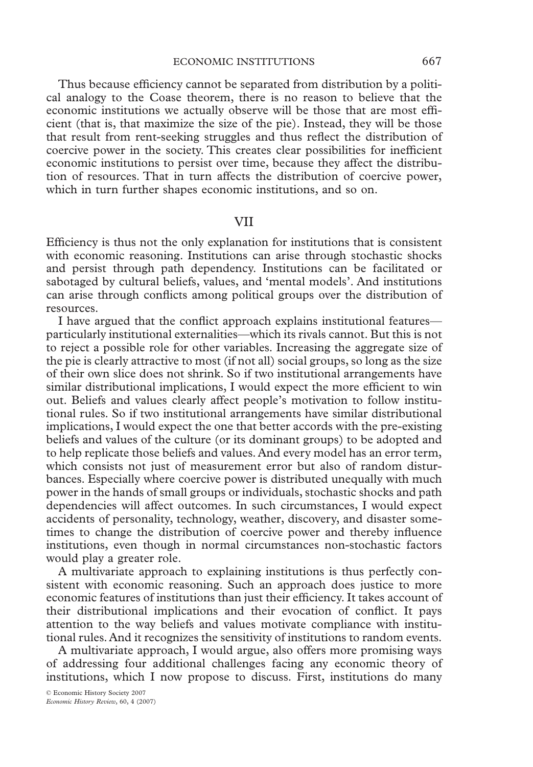Thus because efficiency cannot be separated from distribution by a political analogy to the Coase theorem, there is no reason to believe that the economic institutions we actually observe will be those that are most efficient (that is, that maximize the size of the pie). Instead, they will be those that result from rent-seeking struggles and thus reflect the distribution of coercive power in the society. This creates clear possibilities for inefficient economic institutions to persist over time, because they affect the distribution of resources. That in turn affects the distribution of coercive power, which in turn further shapes economic institutions, and so on.

## VII

Efficiency is thus not the only explanation for institutions that is consistent with economic reasoning. Institutions can arise through stochastic shocks and persist through path dependency. Institutions can be facilitated or sabotaged by cultural beliefs, values, and 'mental models'. And institutions can arise through conflicts among political groups over the distribution of resources.

I have argued that the conflict approach explains institutional features—particularly institutional externalities—which its rivals cannot. But this is not to reject a possible role for other variables. Increasing the aggregate size of the pie is clearly attractive to most (if not all) social groups, so long as the size of their own slice does not shrink. So if two institutional arrangements have similar distributional implications, I would expect the more efficient to win out. Beliefs and values clearly affect people's motivation to follow institutional rules. So if two institutional arrangements have similar distributional implications, I would expect the one that better accords with the pre-existing beliefs and values of the culture (or its dominant groups) to be adopted and to help replicate those beliefs and values. And every model has an error term, which consists not just of measurement error but also of random disturbances. Especially where coercive power is distributed unequally with much power in the hands of small groups or individuals, stochastic shocks and path dependencies will affect outcomes. In such circumstances, I would expect accidents of personality, technology, weather, discovery, and disaster sometimes to change the distribution of coercive power and thereby influence institutions, even though in normal circumstances non-stochastic factors would play a greater role.

A multivariate approach to explaining institutions is thus perfectly consistent with economic reasoning. Such an approach does justice to more economic features of institutions than just their efficiency. It takes account of their distributional implications and their evocation of conflict. It pays attention to the way beliefs and values motivate compliance with institutional rules. And it recognizes the sensitivity of institutions to random events.

A multivariate approach, I would argue, also offers more promising ways of addressing four additional challenges facing any economic theory of institutions, which I now propose to discuss. First, institutions do many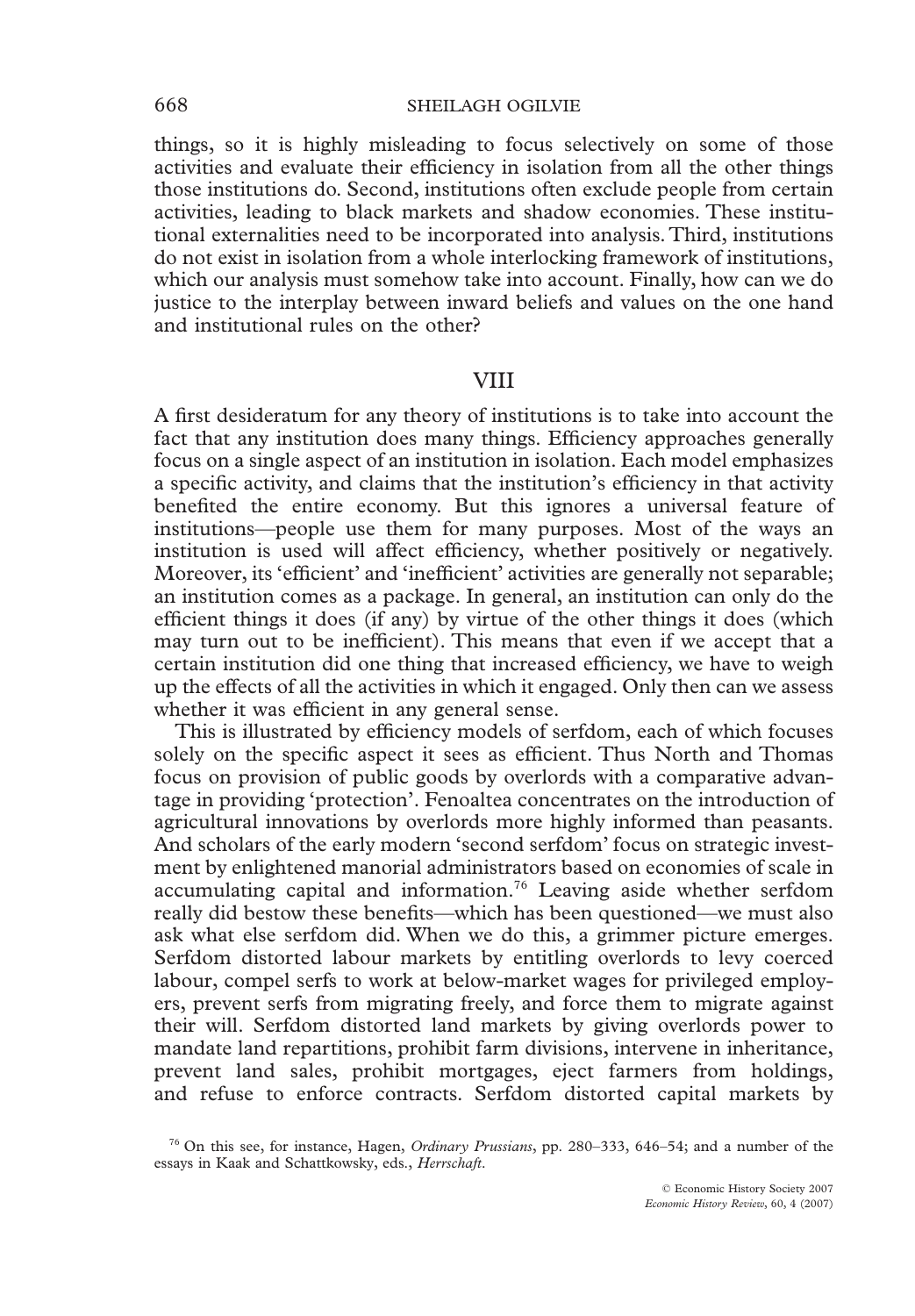things, so it is highly misleading to focus selectively on some of those activities and evaluate their efficiency in isolation from all the other things those institutions do. Second, institutions often exclude people from certain activities, leading to black markets and shadow economies. These institutional externalities need to be incorporated into analysis. Third, institutions do not exist in isolation from a whole interlocking framework of institutions, which our analysis must somehow take into account. Finally, how can we do justice to the interplay between inward beliefs and values on the one hand and institutional rules on the other?

## VIII

A first desideratum for any theory of institutions is to take into account the fact that any institution does many things. Efficiency approaches generally focus on a single aspect of an institution in isolation. Each model emphasizes a specific activity, and claims that the institution's efficiency in that activity benefited the entire economy. But this ignores a universal feature of institutions—people use them for many purposes. Most of the ways an institution is used will affect efficiency, whether positively or negatively. Moreover, its 'efficient' and 'inefficient' activities are generally not separable; an institution comes as a package. In general, an institution can only do the efficient things it does (if any) by virtue of the other things it does (which may turn out to be inefficient). This means that even if we accept that a certain institution did one thing that increased efficiency, we have to weigh up the effects of all the activities in which it engaged. Only then can we assess whether it was efficient in any general sense.

This is illustrated by efficiency models of serfdom, each of which focuses solely on the specific aspect it sees as efficient. Thus North and Thomas focus on provision of public goods by overlords with a comparative advantage in providing 'protection'. Fenoaltea concentrates on the introduction of agricultural innovations by overlords more highly informed than peasants. And scholars of the early modern 'second serfdom' focus on strategic investment by enlightened manorial administrators based on economies of scale in accumulating capital and information.[76] Leaving aside whether serfdom really did bestow these benefits—which has been questioned—we must also ask what else serfdom did. When we do this, a grimmer picture emerges. Serfdom distorted labour markets by entitling overlords to levy coerced labour, compel serfs to work at below-market wages for privileged employers, prevent serfs from migrating freely, and force them to migrate against their will. Serfdom distorted land markets by giving overlords power to mandate land repartitions, prohibit farm divisions, intervene in inheritance, prevent land sales, prohibit mortgages, eject farmers from holdings, and refuse to enforce contracts. Serfdom distorted capital markets by

[76] On this see, for instance, Hagen, *Ordinary Prussians*, pp. 280–333, 646–54; and a number of the essays in Kaak and Schattkowsky, eds., *Herrschaft*.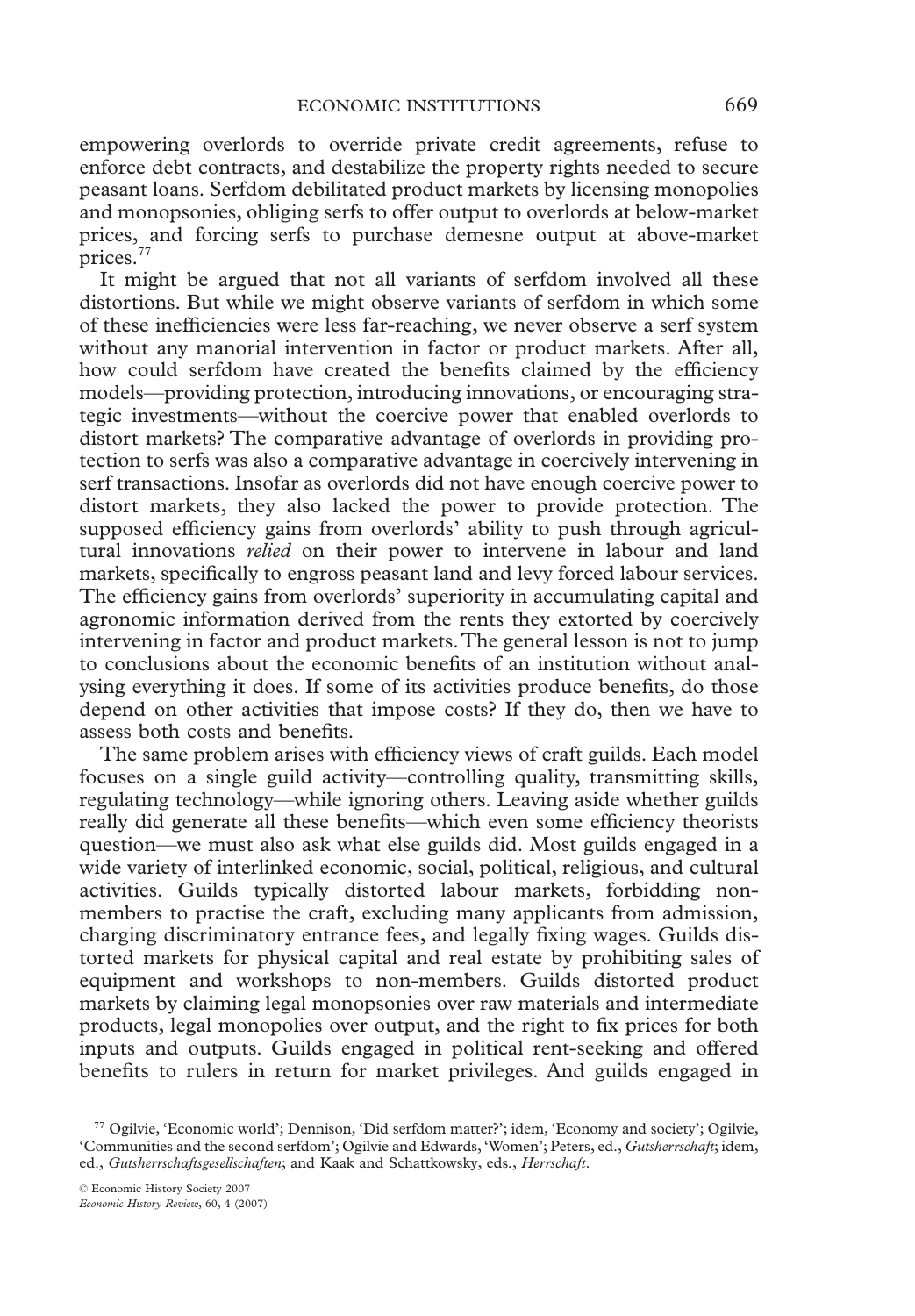empowering overlords to override private credit agreements, refuse to enforce debt contracts, and destabilize the property rights needed to secure peasant loans. Serfdom debilitated product markets by licensing monopolies and monopsonies, obliging serfs to offer output to overlords at below-market prices, and forcing serfs to purchase demesne output at above-market prices.[77]

It might be argued that not all variants of serfdom involved all these distortions. But while we might observe variants of serfdom in which some of these inefficiencies were less far-reaching, we never observe a serf system without any manorial intervention in factor or product markets. After all, how could serfdom have created the benefits claimed by the efficiency models—providing protection, introducing innovations, or encouraging strategic investments—without the coercive power that enabled overlords to distort markets? The comparative advantage of overlords in providing protection to serfs was also a comparative advantage in coercively intervening in serf transactions. Insofar as overlords did not have enough coercive power to distort markets, they also lacked the power to provide protection. The supposed efficiency gains from overlords' ability to push through agricultural innovations *relied* on their power to intervene in labour and land markets, specifically to engross peasant land and levy forced labour services. The efficiency gains from overlords' superiority in accumulating capital and agronomic information derived from the rents they extorted by coercively intervening in factor and product markets. The general lesson is not to jump to conclusions about the economic benefits of an institution without analysing everything it does. If some of its activities produce benefits, do those depend on other activities that impose costs? If they do, then we have to assess both costs and benefits.

The same problem arises with efficiency views of craft guilds. Each model focuses on a single guild activity—controlling quality, transmitting skills, regulating technology—while ignoring others. Leaving aside whether guilds really did generate all these benefits—which even some efficiency theorists question—we must also ask what else guilds did. Most guilds engaged in a wide variety of interlinked economic, social, political, religious, and cultural activities. Guilds typically distorted labour markets, forbidding non-members to practise the craft, excluding many applicants from admission, charging discriminatory entrance fees, and legally fixing wages. Guilds distorted markets for physical capital and real estate by prohibiting sales of equipment and workshops to non-members. Guilds distorted product markets by claiming legal monopsonies over raw materials and intermediate products, legal monopolies over output, and the right to fix prices for both inputs and outputs. Guilds engaged in political rent-seeking and offered benefits to rulers in return for market privileges. And guilds engaged in

[77] Ogilvie, 'Economic world'; Dennison, 'Did serfdom matter?'; idem, 'Economy and society'; Ogilvie, 'Communities and the second serfdom'; Ogilvie and Edwards, 'Women'; Peters, ed., *Gutsherrschaft*; idem, ed., *Gutsherrschaftsgesellschaften*; and Kaak and Schattkowsky, eds., *Herrschaft*.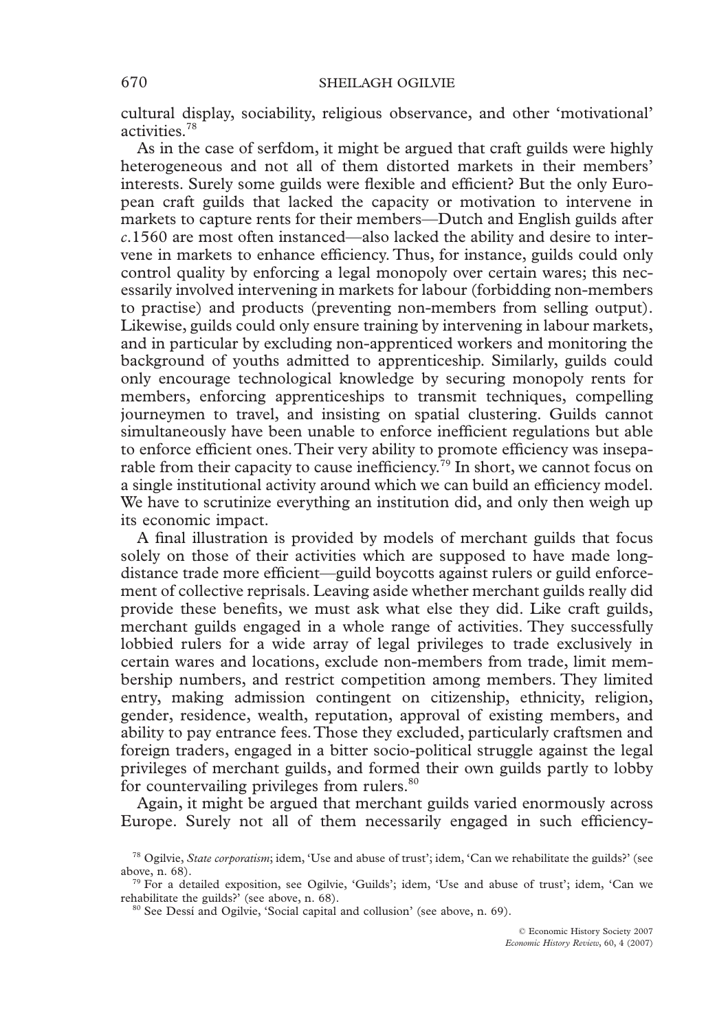cultural display, sociability, religious observance, and other 'motivational' activities.[78]

As in the case of serfdom, it might be argued that craft guilds were highly heterogeneous and not all of them distorted markets in their members' interests. Surely some guilds were flexible and efficient? But the only European craft guilds that lacked the capacity or motivation to intervene in markets to capture rents for their members—Dutch and English guilds after *c.*1560 are most often instanced—also lacked the ability and desire to intervene in markets to enhance efficiency. Thus, for instance, guilds could only control quality by enforcing a legal monopoly over certain wares; this necessarily involved intervening in markets for labour (forbidding non-members to practise) and products (preventing non-members from selling output). Likewise, guilds could only ensure training by intervening in labour markets, and in particular by excluding non-apprenticed workers and monitoring the background of youths admitted to apprenticeship. Similarly, guilds could only encourage technological knowledge by securing monopoly rents for members, enforcing apprenticeships to transmit techniques, compelling journeymen to travel, and insisting on spatial clustering. Guilds cannot simultaneously have been unable to enforce inefficient regulations but able to enforce efficient ones. Their very ability to promote efficiency was inseparable from their capacity to cause inefficiency.[79] In short, we cannot focus on a single institutional activity around which we can build an efficiency model. We have to scrutinize everything an institution did, and only then weigh up its economic impact.

A final illustration is provided by models of merchant guilds that focus solely on those of their activities which are supposed to have made long-distance trade more efficient—guild boycotts against rulers or guild enforcement of collective reprisals. Leaving aside whether merchant guilds really did provide these benefits, we must ask what else they did. Like craft guilds, merchant guilds engaged in a whole range of activities. They successfully lobbied rulers for a wide array of legal privileges to trade exclusively in certain wares and locations, exclude non-members from trade, limit membership numbers, and restrict competition among members. They limited entry, making admission contingent on citizenship, ethnicity, religion, gender, residence, wealth, reputation, approval of existing members, and ability to pay entrance fees. Those they excluded, particularly craftsmen and foreign traders, engaged in a bitter socio-political struggle against the legal privileges of merchant guilds, and formed their own guilds partly to lobby for countervailing privileges from rulers.[80]

Again, it might be argued that merchant guilds varied enormously across Europe. Surely not all of them necessarily engaged in such efficiency-

[78] Ogilvie, *State corporatism*; idem, 'Use and abuse of trust'; idem, 'Can we rehabilitate the guilds?' (see above, n. 68).

[79] For a detailed exposition, see Ogilvie, 'Guilds'; idem, 'Use and abuse of trust'; idem, 'Can we rehabilitate the guilds?' (see above, n. 68).

[80] See Dessí and Ogilvie, 'Social capital and collusion' (see above, n. 69).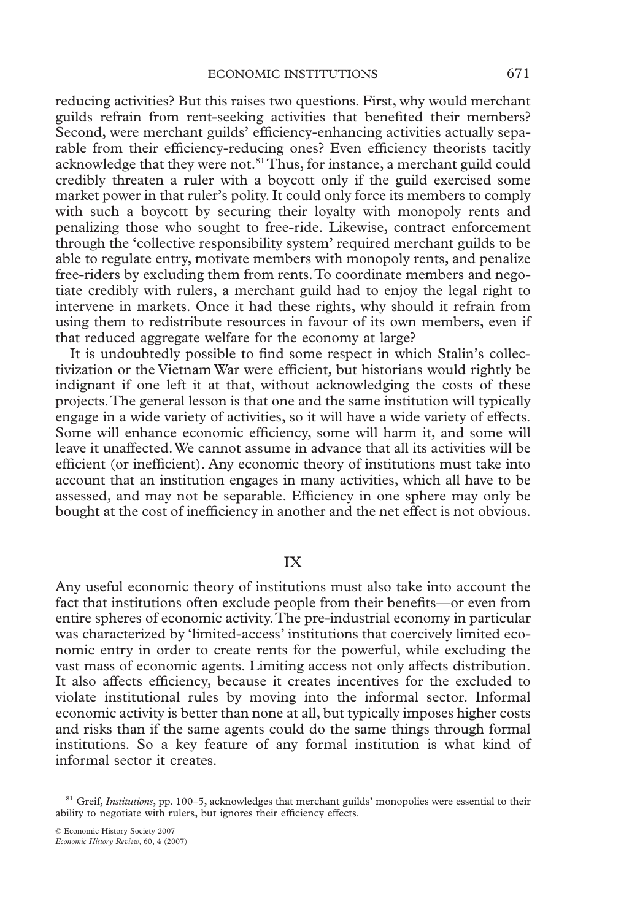reducing activities? But this raises two questions. First, why would merchant guilds refrain from rent-seeking activities that benefited their members? Second, were merchant guilds' efficiency-enhancing activities actually separable from their efficiency-reducing ones? Even efficiency theorists tacitly acknowledge that they were not.[81] Thus, for instance, a merchant guild could credibly threaten a ruler with a boycott only if the guild exercised some market power in that ruler's polity. It could only force its members to comply with such a boycott by securing their loyalty with monopoly rents and penalizing those who sought to free-ride. Likewise, contract enforcement through the 'collective responsibility system' required merchant guilds to be able to regulate entry, motivate members with monopoly rents, and penalize free-riders by excluding them from rents. To coordinate members and negotiate credibly with rulers, a merchant guild had to enjoy the legal right to intervene in markets. Once it had these rights, why should it refrain from using them to redistribute resources in favour of its own members, even if that reduced aggregate welfare for the economy at large?

It is undoubtedly possible to find some respect in which Stalin's collectivization or the Vietnam War were efficient, but historians would rightly be indignant if one left it at that, without acknowledging the costs of these projects. The general lesson is that one and the same institution will typically engage in a wide variety of activities, so it will have a wide variety of effects. Some will enhance economic efficiency, some will harm it, and some will leave it unaffected. We cannot assume in advance that all its activities will be efficient (or inefficient). Any economic theory of institutions must take into account that an institution engages in many activities, which all have to be assessed, and may not be separable. Efficiency in one sphere may only be bought at the cost of inefficiency in another and the net effect is not obvious.

## IX

Any useful economic theory of institutions must also take into account the fact that institutions often exclude people from their benefits—or even from entire spheres of economic activity. The pre-industrial economy in particular was characterized by 'limited-access' institutions that coercively limited economic entry in order to create rents for the powerful, while excluding the vast mass of economic agents. Limiting access not only affects distribution. It also affects efficiency, because it creates incentives for the excluded to violate institutional rules by moving into the informal sector. Informal economic activity is better than none at all, but typically imposes higher costs and risks than if the same agents could do the same things through formal institutions. So a key feature of any formal institution is what kind of informal sector it creates.

[81] Greif, *Institutions*, pp. 100–5, acknowledges that merchant guilds' monopolies were essential to their ability to negotiate with rulers, but ignores their efficiency effects.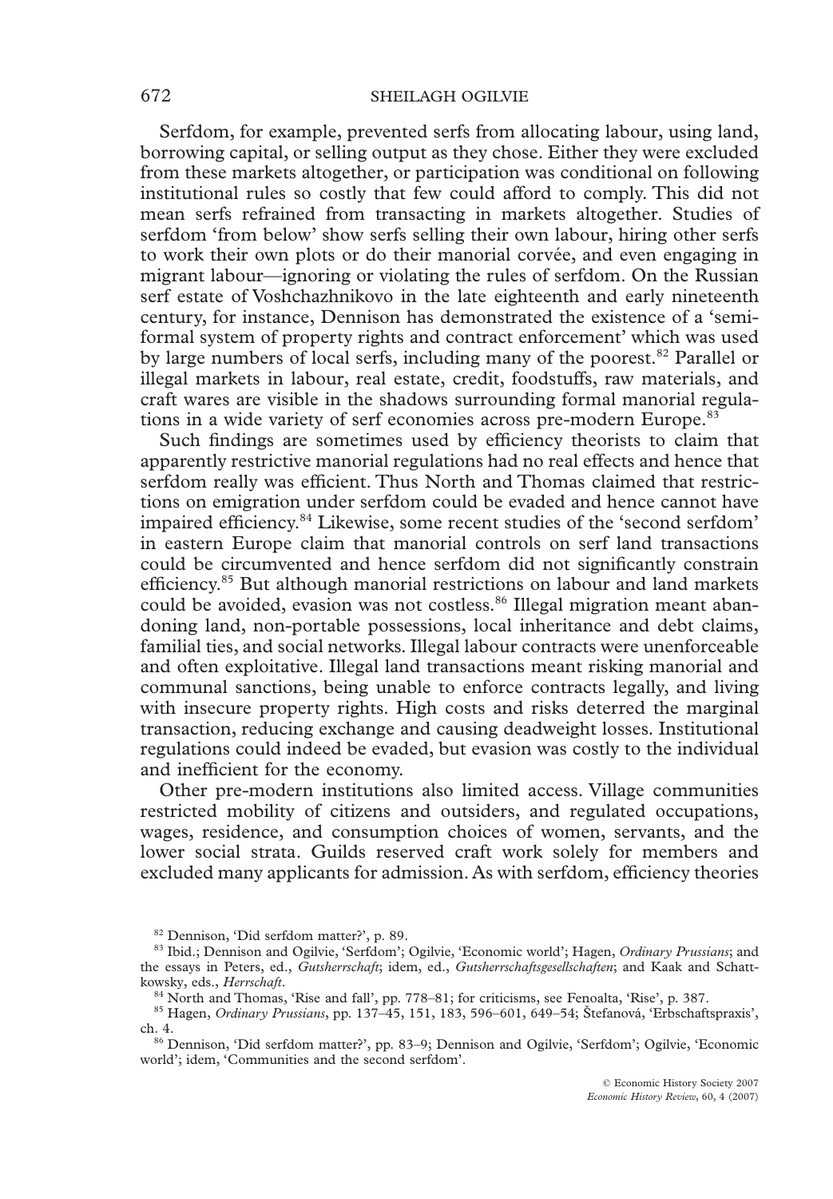Serfdom, for example, prevented serfs from allocating labour, using land, borrowing capital, or selling output as they chose. Either they were excluded from these markets altogether, or participation was conditional on following institutional rules so costly that few could afford to comply. This did not mean serfs refrained from transacting in markets altogether. Studies of serfdom 'from below' show serfs selling their own labour, hiring other serfs to work their own plots or do their manorial corvée, and even engaging in migrant labour—ignoring or violating the rules of serfdom. On the Russian serf estate of Voshchazhnikovo in the late eighteenth and early nineteenth century, for instance, Dennison has demonstrated the existence of a 'semi-formal system of property rights and contract enforcement' which was used by large numbers of local serfs, including many of the poorest.[82] Parallel or illegal markets in labour, real estate, credit, foodstuffs, raw materials, and craft wares are visible in the shadows surrounding formal manorial regulations in a wide variety of serf economies across pre-modern Europe.[83]

Such findings are sometimes used by efficiency theorists to claim that apparently restrictive manorial regulations had no real effects and hence that serfdom really was efficient. Thus North and Thomas claimed that restrictions on emigration under serfdom could be evaded and hence cannot have impaired efficiency.[84] Likewise, some recent studies of the 'second serfdom' in eastern Europe claim that manorial controls on serf land transactions could be circumvented and hence serfdom did not significantly constrain efficiency.[85] But although manorial restrictions on labour and land markets could be avoided, evasion was not costless.[86] Illegal migration meant abandoning land, non-portable possessions, local inheritance and debt claims, familial ties, and social networks. Illegal labour contracts were unenforceable and often exploitative. Illegal land transactions meant risking manorial and communal sanctions, being unable to enforce contracts legally, and living with insecure property rights. High costs and risks deterred the marginal transaction, reducing exchange and causing deadweight losses. Institutional regulations could indeed be evaded, but evasion was costly to the individual and inefficient for the economy.

Other pre-modern institutions also limited access. Village communities restricted mobility of citizens and outsiders, and regulated occupations, wages, residence, and consumption choices of women, servants, and the lower social strata. Guilds reserved craft work solely for members and excluded many applicants for admission. As with serfdom, efficiency theories

[82] Dennison, 'Did serfdom matter?', p. 89.

[83] Ibid.; Dennison and Ogilvie, 'Serfdom'; Ogilvie, 'Economic world'; Hagen, *Ordinary Prussians*; and the essays in Peters, ed., *Gutsherrschaft*; idem, ed., *Gutsherrschaftsgesellschaften*; and Kaak and Schattkowsky, eds., *Herrschaft*.

[84] North and Thomas, 'Rise and fall', pp. 778–81; for criticisms, see Fenoalta, 'Rise', p. 387.

[85] Hagen, *Ordinary Prussians*, pp. 137–45, 151, 183, 596–601, 649–54; Štefanová, 'Erbschaftspraxis', ch. 4.

[86] Dennison, 'Did serfdom matter?', pp. 83–9; Dennison and Ogilvie, 'Serfdom'; Ogilvie, 'Economic world'; idem, 'Communities and the second serfdom'.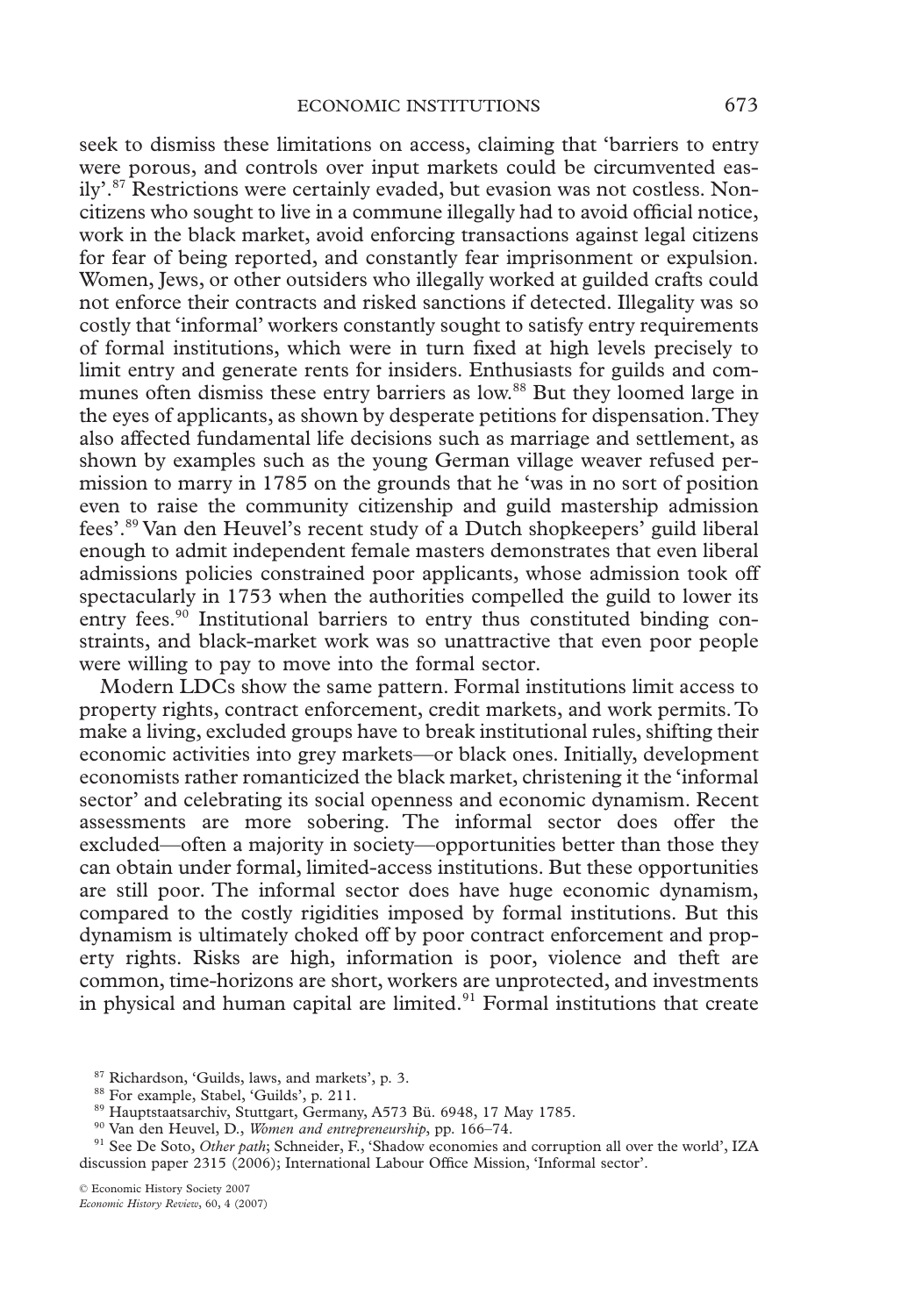seek to dismiss these limitations on access, claiming that 'barriers to entry were porous, and controls over input markets could be circumvented easily'.[87] Restrictions were certainly evaded, but evasion was not costless. Non-citizens who sought to live in a commune illegally had to avoid official notice, work in the black market, avoid enforcing transactions against legal citizens for fear of being reported, and constantly fear imprisonment or expulsion. Women, Jews, or other outsiders who illegally worked at guilded crafts could not enforce their contracts and risked sanctions if detected. Illegality was so costly that 'informal' workers constantly sought to satisfy entry requirements of formal institutions, which were in turn fixed at high levels precisely to limit entry and generate rents for insiders. Enthusiasts for guilds and communes often dismiss these entry barriers as low.[88] But they loomed large in the eyes of applicants, as shown by desperate petitions for dispensation. They also affected fundamental life decisions such as marriage and settlement, as shown by examples such as the young German village weaver refused permission to marry in 1785 on the grounds that he 'was in no sort of position even to raise the community citizenship and guild mastership admission fees'.[89] Van den Heuvel's recent study of a Dutch shopkeepers' guild liberal enough to admit independent female masters demonstrates that even liberal admissions policies constrained poor applicants, whose admission took off spectacularly in 1753 when the authorities compelled the guild to lower its entry fees.[90] Institutional barriers to entry thus constituted binding constraints, and black-market work was so unattractive that even poor people were willing to pay to move into the formal sector.

Modern LDCs show the same pattern. Formal institutions limit access to property rights, contract enforcement, credit markets, and work permits. To make a living, excluded groups have to break institutional rules, shifting their economic activities into grey markets—or black ones. Initially, development economists rather romanticized the black market, christening it the 'informal sector' and celebrating its social openness and economic dynamism. Recent assessments are more sobering. The informal sector does offer the excluded—often a majority in society—opportunities better than those they can obtain under formal, limited-access institutions. But these opportunities are still poor. The informal sector does have huge economic dynamism, compared to the costly rigidities imposed by formal institutions. But this dynamism is ultimately choked off by poor contract enforcement and property rights. Risks are high, information is poor, violence and theft are common, time-horizons are short, workers are unprotected, and investments in physical and human capital are limited.[91] Formal institutions that create

[87] Richardson, 'Guilds, laws, and markets', p. 3.

[88] For example, Stabel, 'Guilds', p. 211.

[89] Hauptstaatsarchiv, Stuttgart, Germany, A573 Bü. 6948, 17 May 1785.

[90] Van den Heuvel, D., *Women and entrepreneurship*, pp. 166–74.

[91] See De Soto, *Other path*; Schneider, F., 'Shadow economies and corruption all over the world', IZA discussion paper 2315 (2006); International Labour Office Mission, 'Informal sector'.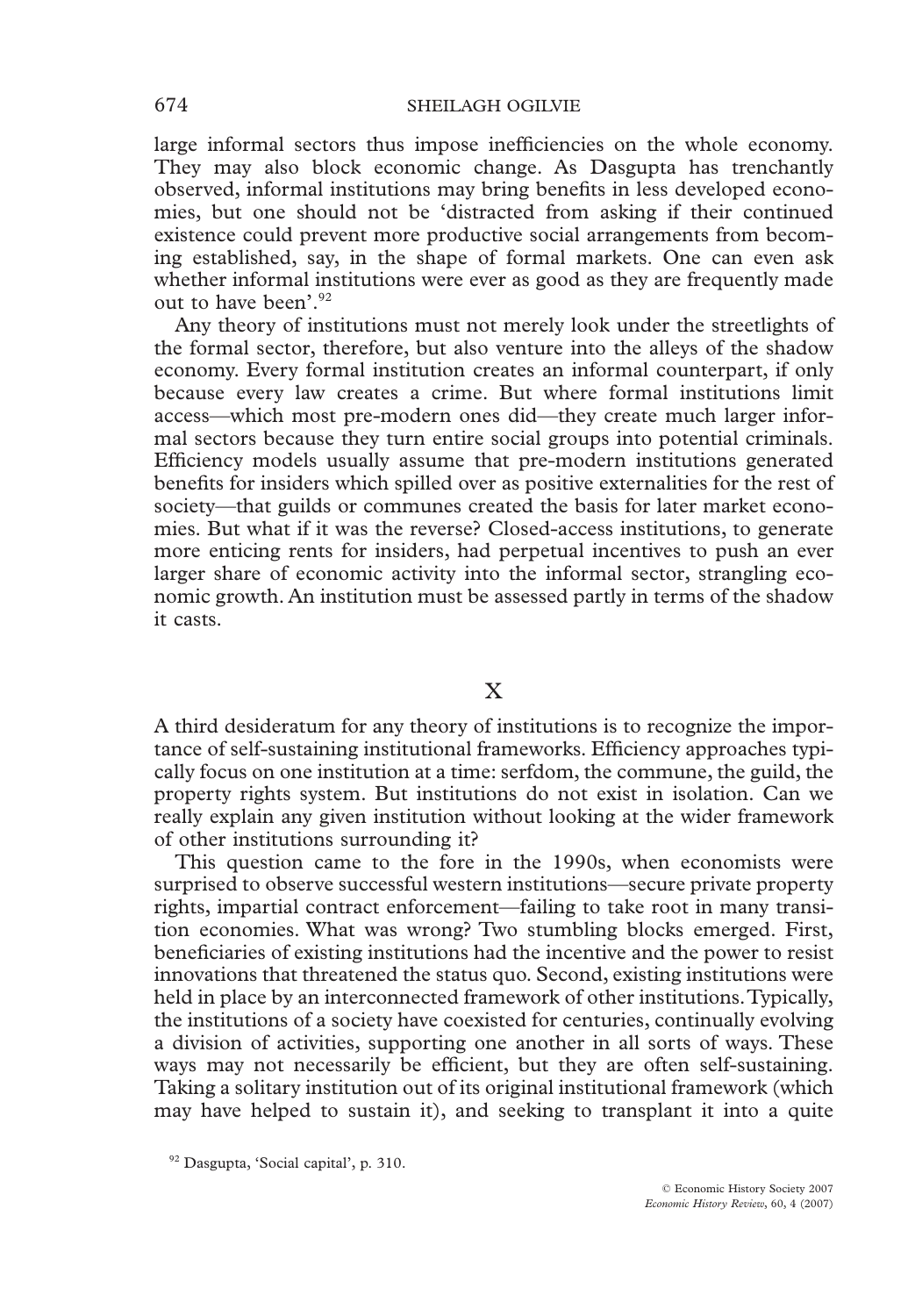large informal sectors thus impose inefficiencies on the whole economy. They may also block economic change. As Dasgupta has trenchantly observed, informal institutions may bring benefits in less developed economies, but one should not be 'distracted from asking if their continued existence could prevent more productive social arrangements from becoming established, say, in the shape of formal markets. One can even ask whether informal institutions were ever as good as they are frequently made out to have been'.[92]

Any theory of institutions must not merely look under the streetlights of the formal sector, therefore, but also venture into the alleys of the shadow economy. Every formal institution creates an informal counterpart, if only because every law creates a crime. But where formal institutions limit access—which most pre-modern ones did—they create much larger informal sectors because they turn entire social groups into potential criminals. Efficiency models usually assume that pre-modern institutions generated benefits for insiders which spilled over as positive externalities for the rest of society—that guilds or communes created the basis for later market economies. But what if it was the reverse? Closed-access institutions, to generate more enticing rents for insiders, had perpetual incentives to push an ever larger share of economic activity into the informal sector, strangling economic growth. An institution must be assessed partly in terms of the shadow it casts.

## X

A third desideratum for any theory of institutions is to recognize the importance of self-sustaining institutional frameworks. Efficiency approaches typically focus on one institution at a time: serfdom, the commune, the guild, the property rights system. But institutions do not exist in isolation. Can we really explain any given institution without looking at the wider framework of other institutions surrounding it?

This question came to the fore in the 1990s, when economists were surprised to observe successful western institutions—secure private property rights, impartial contract enforcement—failing to take root in many transition economies. What was wrong? Two stumbling blocks emerged. First, beneficiaries of existing institutions had the incentive and the power to resist innovations that threatened the status quo. Second, existing institutions were held in place by an interconnected framework of other institutions. Typically, the institutions of a society have coexisted for centuries, continually evolving a division of activities, supporting one another in all sorts of ways. These ways may not necessarily be efficient, but they are often self-sustaining. Taking a solitary institution out of its original institutional framework (which may have helped to sustain it), and seeking to transplant it into a quite

[92] Dasgupta, 'Social capital', p. 310.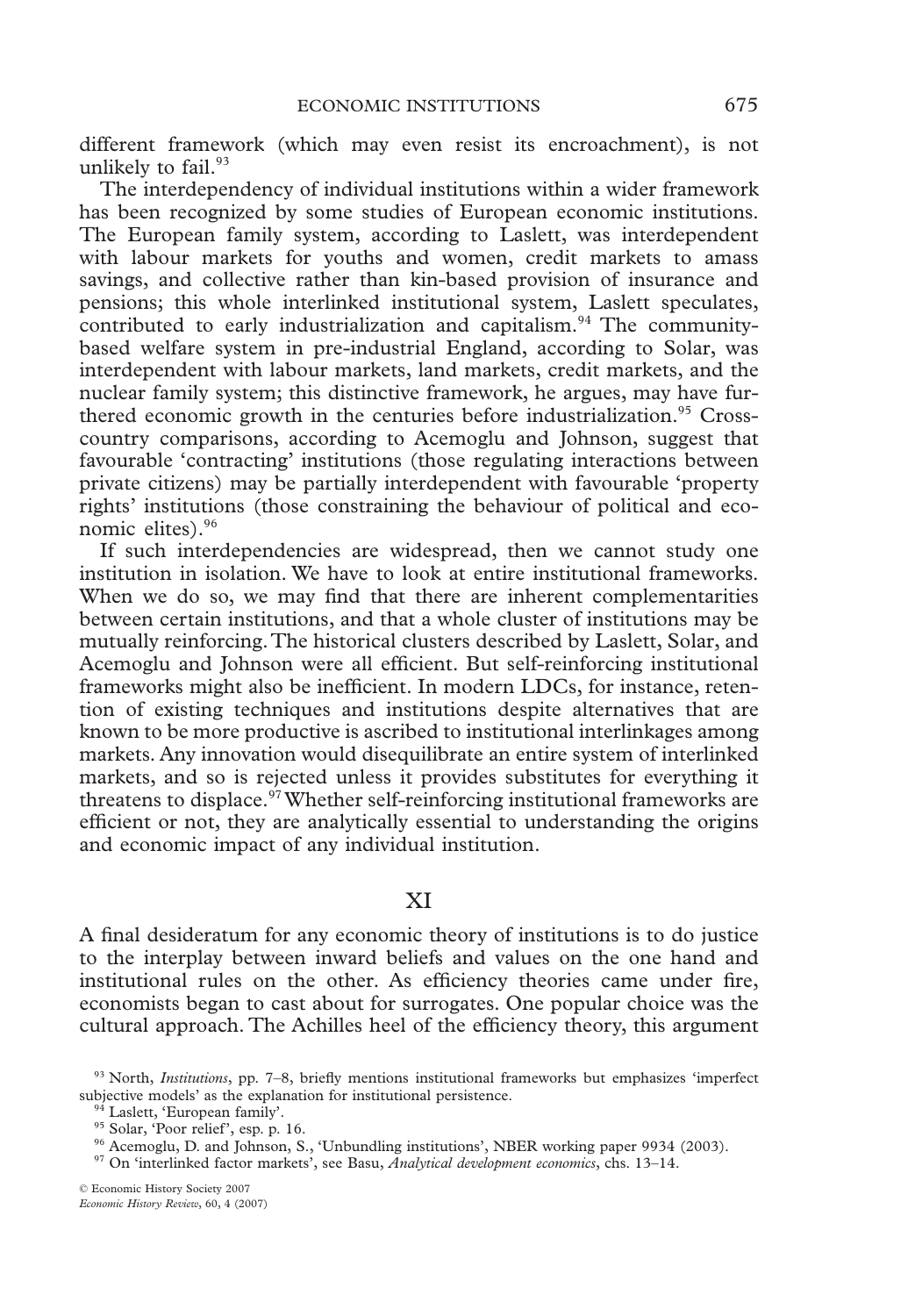different framework (which may even resist its encroachment), is not unlikely to fail.[93]

The interdependency of individual institutions within a wider framework has been recognized by some studies of European economic institutions. The European family system, according to Laslett, was interdependent with labour markets for youths and women, credit markets to amass savings, and collective rather than kin-based provision of insurance and pensions; this whole interlinked institutional system, Laslett speculates, contributed to early industrialization and capitalism.[94] The community-based welfare system in pre-industrial England, according to Solar, was interdependent with labour markets, land markets, credit markets, and the nuclear family system; this distinctive framework, he argues, may have furthered economic growth in the centuries before industrialization.[95] Cross-country comparisons, according to Acemoglu and Johnson, suggest that favourable 'contracting' institutions (those regulating interactions between private citizens) may be partially interdependent with favourable 'property rights' institutions (those constraining the behaviour of political and economic elites).[96]

If such interdependencies are widespread, then we cannot study one institution in isolation. We have to look at entire institutional frameworks. When we do so, we may find that there are inherent complementarities between certain institutions, and that a whole cluster of institutions may be mutually reinforcing. The historical clusters described by Laslett, Solar, and Acemoglu and Johnson were all efficient. But self-reinforcing institutional frameworks might also be inefficient. In modern LDCs, for instance, retention of existing techniques and institutions despite alternatives that are known to be more productive is ascribed to institutional interlinkages among markets. Any innovation would disequilibrate an entire system of interlinked markets, and so is rejected unless it provides substitutes for everything it threatens to displace.[97] Whether self-reinforcing institutional frameworks are efficient or not, they are analytically essential to understanding the origins and economic impact of any individual institution.

## XI

A final desideratum for any economic theory of institutions is to do justice to the interplay between inward beliefs and values on the one hand and institutional rules on the other. As efficiency theories came under fire, economists began to cast about for surrogates. One popular choice was the cultural approach. The Achilles heel of the efficiency theory, this argument

[93] North, *Institutions*, pp. 7–8, briefly mentions institutional frameworks but emphasizes 'imperfect subjective models' as the explanation for institutional persistence.

[94] Laslett, 'European family'.

[95] Solar, 'Poor relief', esp. p. 16.

[96] Acemoglu, D. and Johnson, S., 'Unbundling institutions', NBER working paper 9934 (2003).

[97] On 'interlinked factor markets', see Basu, *Analytical development economics*, chs. 13–14.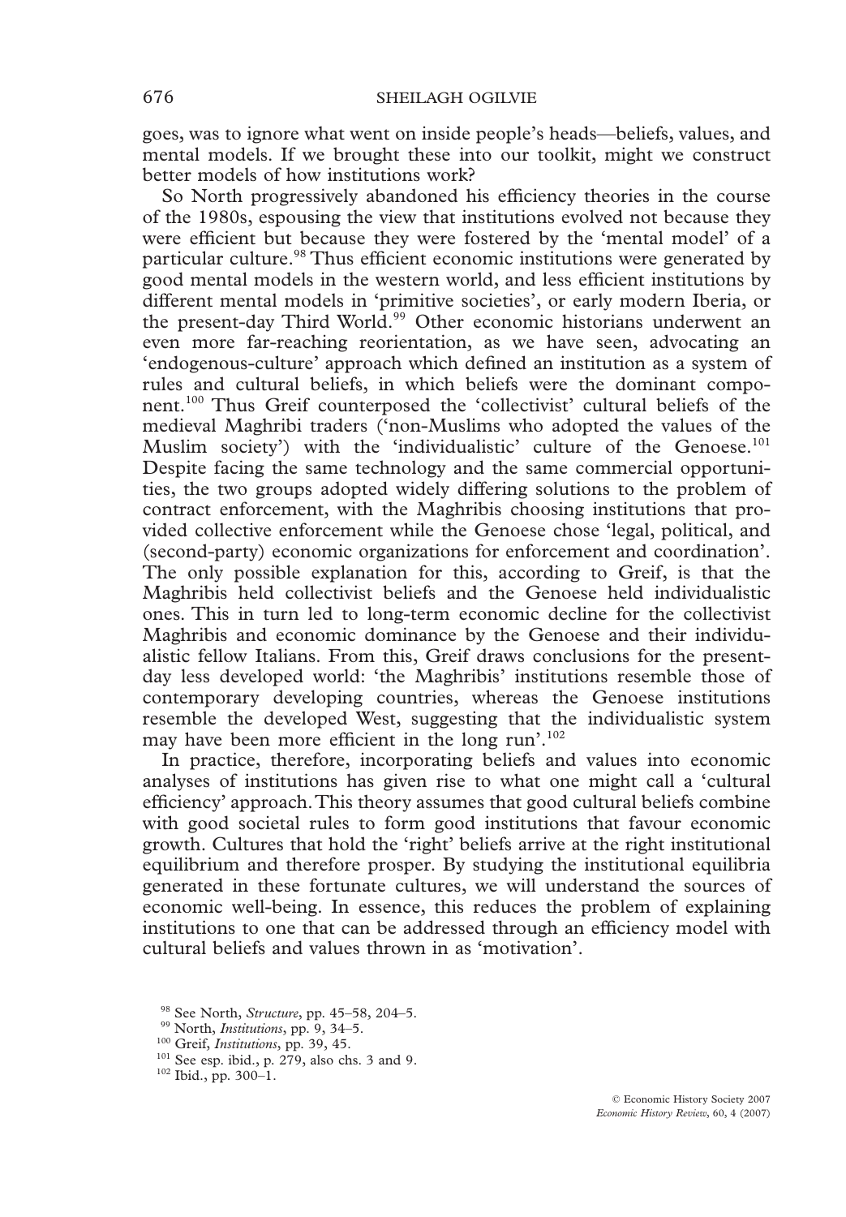goes, was to ignore what went on inside people's heads—beliefs, values, and mental models. If we brought these into our toolkit, might we construct better models of how institutions work?

So North progressively abandoned his efficiency theories in the course of the 1980s, espousing the view that institutions evolved not because they were efficient but because they were fostered by the 'mental model' of a particular culture.[98] Thus efficient economic institutions were generated by good mental models in the western world, and less efficient institutions by different mental models in 'primitive societies', or early modern Iberia, or the present-day Third World.[99] Other economic historians underwent an even more far-reaching reorientation, as we have seen, advocating an 'endogenous-culture' approach which defined an institution as a system of rules and cultural beliefs, in which beliefs were the dominant component.[100] Thus Greif counterposed the 'collectivist' cultural beliefs of the medieval Maghribi traders ('non-Muslims who adopted the values of the Muslim society') with the 'individualistic' culture of the Genoese.[101] Despite facing the same technology and the same commercial opportunities, the two groups adopted widely differing solutions to the problem of contract enforcement, with the Maghribis choosing institutions that provided collective enforcement while the Genoese chose 'legal, political, and (second-party) economic organizations for enforcement and coordination'. The only possible explanation for this, according to Greif, is that the Maghribis held collectivist beliefs and the Genoese held individualistic ones. This in turn led to long-term economic decline for the collectivist Maghribis and economic dominance by the Genoese and their individualistic fellow Italians. From this, Greif draws conclusions for the present-day less developed world: 'the Maghribis' institutions resemble those of contemporary developing countries, whereas the Genoese institutions resemble the developed West, suggesting that the individualistic system may have been more efficient in the long run'.[102]

In practice, therefore, incorporating beliefs and values into economic analyses of institutions has given rise to what one might call a 'cultural efficiency' approach. This theory assumes that good cultural beliefs combine with good societal rules to form good institutions that favour economic growth. Cultures that hold the 'right' beliefs arrive at the right institutional equilibrium and therefore prosper. By studying the institutional equilibria generated in these fortunate cultures, we will understand the sources of economic well-being. In essence, this reduces the problem of explaining institutions to one that can be addressed through an efficiency model with cultural beliefs and values thrown in as 'motivation'.

[98] See North, *Structure*, pp. 45–58, 204–5.

[99] North, *Institutions*, pp. 9, 34–5.

[100] Greif, *Institutions*, pp. 39, 45.

[101] See esp. ibid., p. 279, also chs. 3 and 9.

[102] Ibid., pp. 300–1.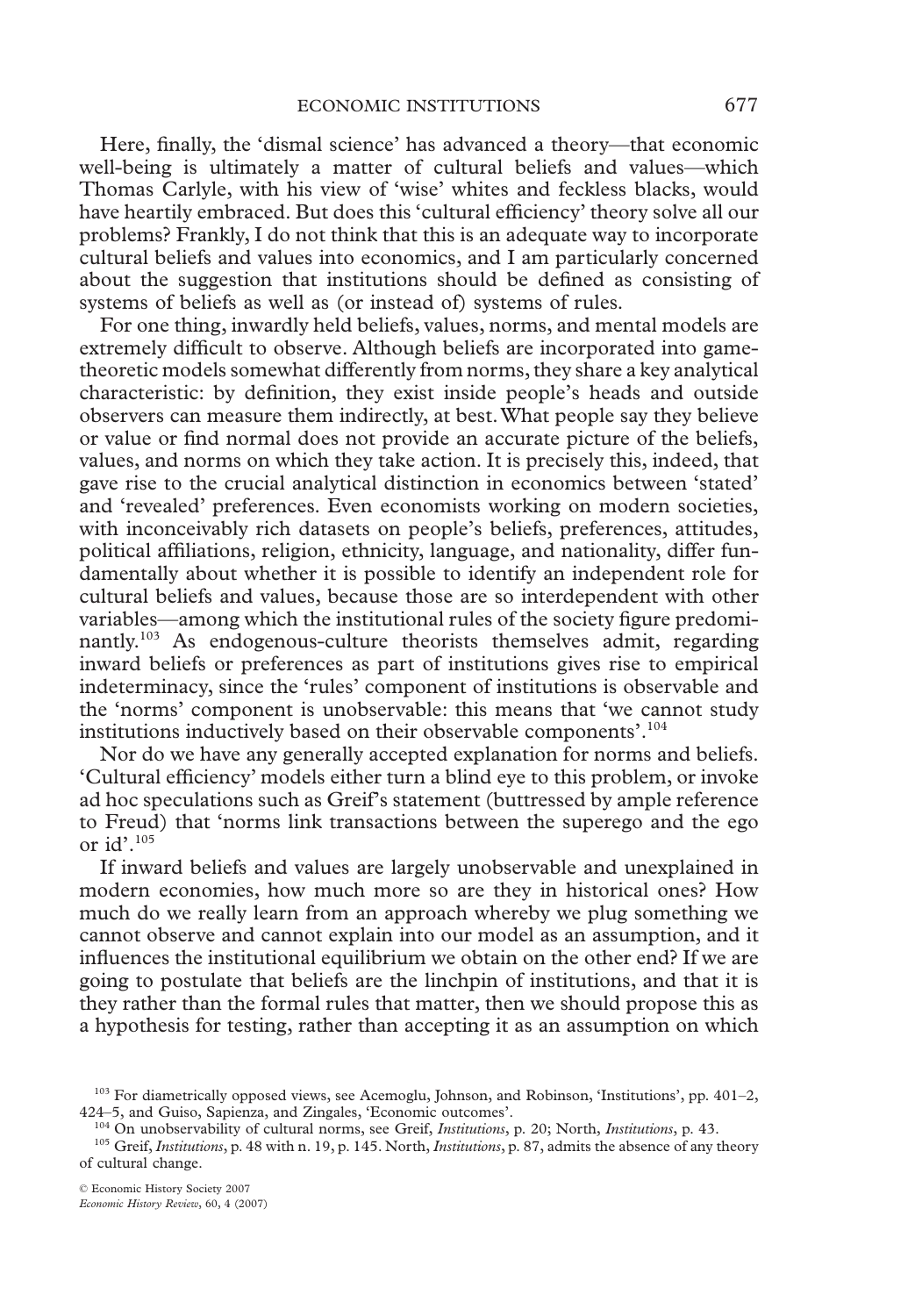Here, finally, the 'dismal science' has advanced a theory—that economic well-being is ultimately a matter of cultural beliefs and values—which Thomas Carlyle, with his view of 'wise' whites and feckless blacks, would have heartily embraced. But does this 'cultural efficiency' theory solve all our problems? Frankly, I do not think that this is an adequate way to incorporate cultural beliefs and values into economics, and I am particularly concerned about the suggestion that institutions should be defined as consisting of systems of beliefs as well as (or instead of) systems of rules.

For one thing, inwardly held beliefs, values, norms, and mental models are extremely difficult to observe. Although beliefs are incorporated into game-theoretic models somewhat differently from norms, they share a key analytical characteristic: by definition, they exist inside people's heads and outside observers can measure them indirectly, at best. What people say they believe or value or find normal does not provide an accurate picture of the beliefs, values, and norms on which they take action. It is precisely this, indeed, that gave rise to the crucial analytical distinction in economics between 'stated' and 'revealed' preferences. Even economists working on modern societies, with inconceivably rich datasets on people's beliefs, preferences, attitudes, political affiliations, religion, ethnicity, language, and nationality, differ fundamentally about whether it is possible to identify an independent role for cultural beliefs and values, because those are so interdependent with other variables—among which the institutional rules of the society figure predominantly.[103] As endogenous-culture theorists themselves admit, regarding inward beliefs or preferences as part of institutions gives rise to empirical indeterminacy, since the 'rules' component of institutions is observable and the 'norms' component is unobservable: this means that 'we cannot study institutions inductively based on their observable components'.[104]

Nor do we have any generally accepted explanation for norms and beliefs. 'Cultural efficiency' models either turn a blind eye to this problem, or invoke ad hoc speculations such as Greif's statement (buttressed by ample reference to Freud) that 'norms link transactions between the superego and the ego or id'.[105]

If inward beliefs and values are largely unobservable and unexplained in modern economies, how much more so are they in historical ones? How much do we really learn from an approach whereby we plug something we cannot observe and cannot explain into our model as an assumption, and it influences the institutional equilibrium we obtain on the other end? If we are going to postulate that beliefs are the linchpin of institutions, and that it is they rather than the formal rules that matter, then we should propose this as a hypothesis for testing, rather than accepting it as an assumption on which

---

[103] For diametrically opposed views, see Acemoglu, Johnson, and Robinson, 'Institutions', pp. 401–2, 424–5, and Guiso, Sapienza, and Zingales, 'Economic outcomes'.

[104] On unobservability of cultural norms, see Greif, *Institutions*, p. 20; North, *Institutions*, p. 43.

[105] Greif, *Institutions*, p. 48 with n. 19, p. 145. North, *Institutions*, p. 87, admits the absence of any theory of cultural change.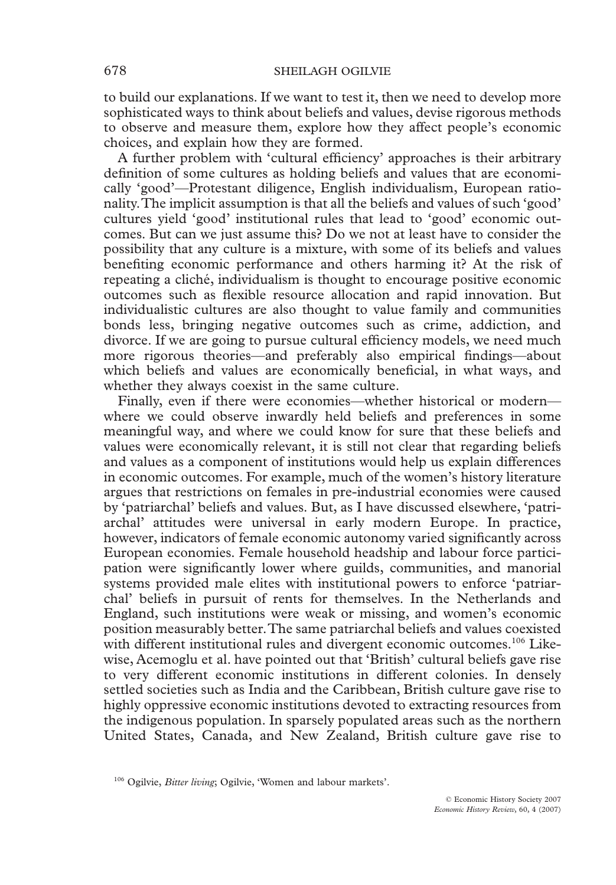to build our explanations. If we want to test it, then we need to develop more sophisticated ways to think about beliefs and values, devise rigorous methods to observe and measure them, explore how they affect people's economic choices, and explain how they are formed.

A further problem with 'cultural efficiency' approaches is their arbitrary definition of some cultures as holding beliefs and values that are economically 'good'—Protestant diligence, English individualism, European rationality. The implicit assumption is that all the beliefs and values of such 'good' cultures yield 'good' institutional rules that lead to 'good' economic outcomes. But can we just assume this? Do we not at least have to consider the possibility that any culture is a mixture, with some of its beliefs and values benefiting economic performance and others harming it? At the risk of repeating a cliché, individualism is thought to encourage positive economic outcomes such as flexible resource allocation and rapid innovation. But individualistic cultures are also thought to value family and communities bonds less, bringing negative outcomes such as crime, addiction, and divorce. If we are going to pursue cultural efficiency models, we need much more rigorous theories—and preferably also empirical findings—about which beliefs and values are economically beneficial, in what ways, and whether they always coexist in the same culture.

Finally, even if there were economies—whether historical or modern—where we could observe inwardly held beliefs and preferences in some meaningful way, and where we could know for sure that these beliefs and values were economically relevant, it is still not clear that regarding beliefs and values as a component of institutions would help us explain differences in economic outcomes. For example, much of the women's history literature argues that restrictions on females in pre-industrial economies were caused by 'patriarchal' beliefs and values. But, as I have discussed elsewhere, 'patriarchal' attitudes were universal in early modern Europe. In practice, however, indicators of female economic autonomy varied significantly across European economies. Female household headship and labour force participation were significantly lower where guilds, communities, and manorial systems provided male elites with institutional powers to enforce 'patriarchal' beliefs in pursuit of rents for themselves. In the Netherlands and England, such institutions were weak or missing, and women's economic position measurably better. The same patriarchal beliefs and values coexisted with different institutional rules and divergent economic outcomes.[106] Likewise, Acemoglu et al. have pointed out that 'British' cultural beliefs gave rise to very different economic institutions in different colonies. In densely settled societies such as India and the Caribbean, British culture gave rise to highly oppressive economic institutions devoted to extracting resources from the indigenous population. In sparsely populated areas such as the northern United States, Canada, and New Zealand, British culture gave rise to

[106] Ogilvie, *Bitter living*; Ogilvie, 'Women and labour markets'.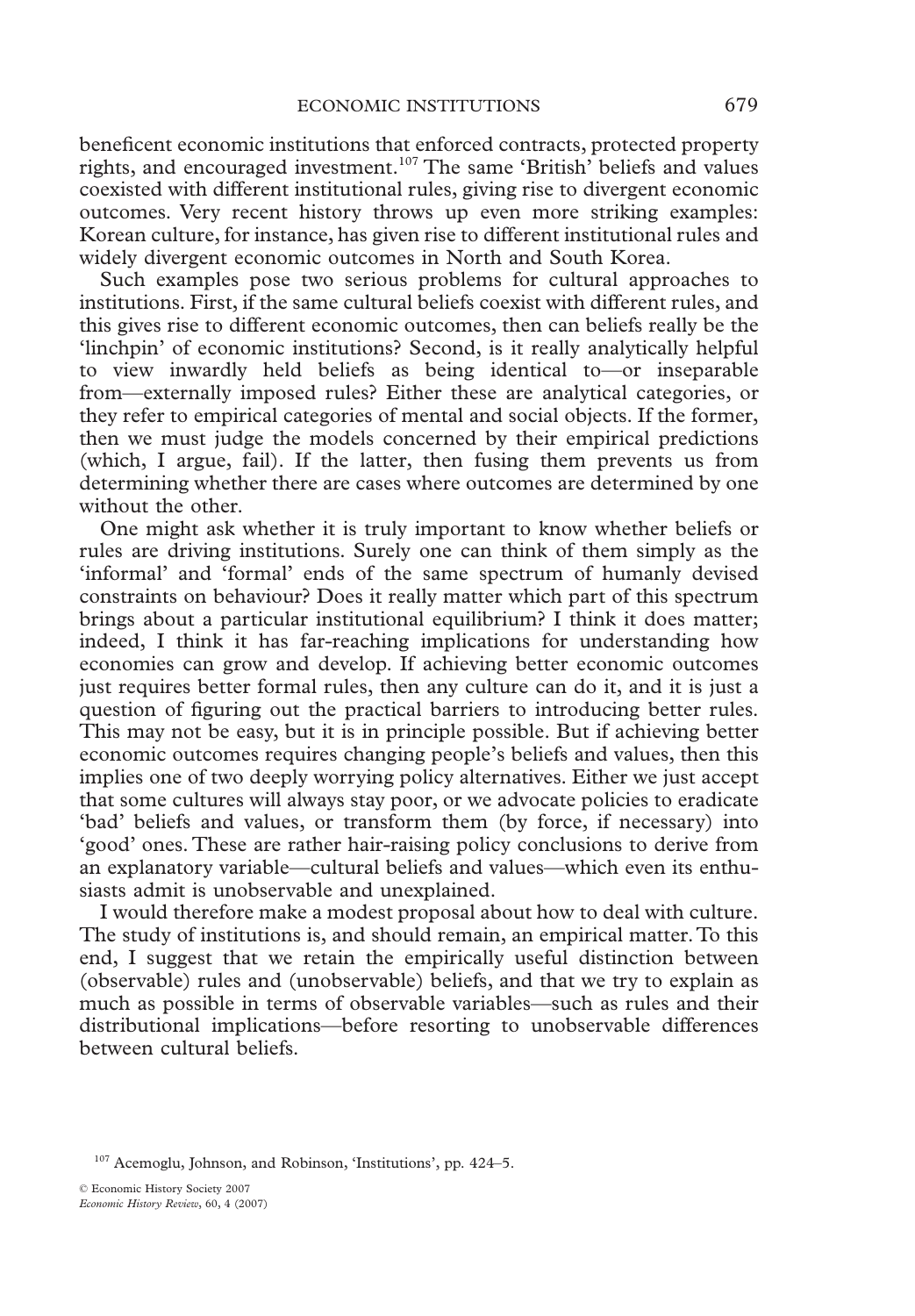beneficent economic institutions that enforced contracts, protected property rights, and encouraged investment.[107] The same 'British' beliefs and values coexisted with different institutional rules, giving rise to divergent economic outcomes. Very recent history throws up even more striking examples: Korean culture, for instance, has given rise to different institutional rules and widely divergent economic outcomes in North and South Korea.

Such examples pose two serious problems for cultural approaches to institutions. First, if the same cultural beliefs coexist with different rules, and this gives rise to different economic outcomes, then can beliefs really be the 'linchpin' of economic institutions? Second, is it really analytically helpful to view inwardly held beliefs as being identical to—or inseparable from—externally imposed rules? Either these are analytical categories, or they refer to empirical categories of mental and social objects. If the former, then we must judge the models concerned by their empirical predictions (which, I argue, fail). If the latter, then fusing them prevents us from determining whether there are cases where outcomes are determined by one without the other.

One might ask whether it is truly important to know whether beliefs or rules are driving institutions. Surely one can think of them simply as the 'informal' and 'formal' ends of the same spectrum of humanly devised constraints on behaviour? Does it really matter which part of this spectrum brings about a particular institutional equilibrium? I think it does matter; indeed, I think it has far-reaching implications for understanding how economies can grow and develop. If achieving better economic outcomes just requires better formal rules, then any culture can do it, and it is just a question of figuring out the practical barriers to introducing better rules. This may not be easy, but it is in principle possible. But if achieving better economic outcomes requires changing people's beliefs and values, then this implies one of two deeply worrying policy alternatives. Either we just accept that some cultures will always stay poor, or we advocate policies to eradicate 'bad' beliefs and values, or transform them (by force, if necessary) into 'good' ones. These are rather hair-raising policy conclusions to derive from an explanatory variable—cultural beliefs and values—which even its enthusiasts admit is unobservable and unexplained.

I would therefore make a modest proposal about how to deal with culture. The study of institutions is, and should remain, an empirical matter. To this end, I suggest that we retain the empirically useful distinction between (observable) rules and (unobservable) beliefs, and that we try to explain as much as possible in terms of observable variables—such as rules and their distributional implications—before resorting to unobservable differences between cultural beliefs.

[107] Acemoglu, Johnson, and Robinson, 'Institutions', pp. 424–5.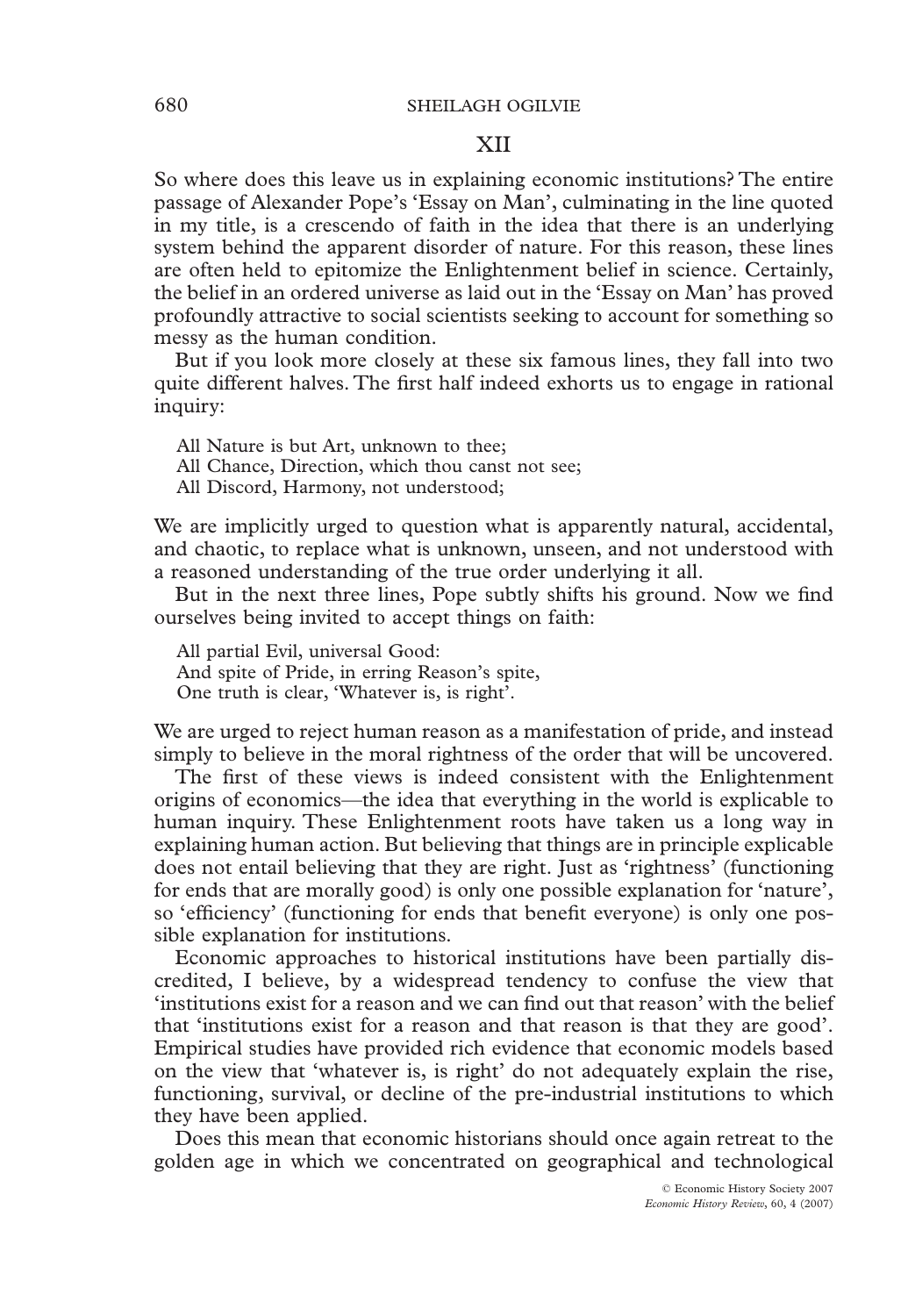## XII

So where does this leave us in explaining economic institutions? The entire passage of Alexander Pope's 'Essay on Man', culminating in the line quoted in my title, is a crescendo of faith in the idea that there is an underlying system behind the apparent disorder of nature. For this reason, these lines are often held to epitomize the Enlightenment belief in science. Certainly, the belief in an ordered universe as laid out in the 'Essay on Man' has proved profoundly attractive to social scientists seeking to account for something so messy as the human condition.

But if you look more closely at these six famous lines, they fall into two quite different halves. The first half indeed exhorts us to engage in rational inquiry:

> All Nature is but Art, unknown to thee;
> All Chance, Direction, which thou canst not see;
> All Discord, Harmony, not understood;

We are implicitly urged to question what is apparently natural, accidental, and chaotic, to replace what is unknown, unseen, and not understood with a reasoned understanding of the true order underlying it all.

But in the next three lines, Pope subtly shifts his ground. Now we find ourselves being invited to accept things on faith:

> All partial Evil, universal Good:
> And spite of Pride, in erring Reason's spite,
> One truth is clear, 'Whatever is, is right'.

We are urged to reject human reason as a manifestation of pride, and instead simply to believe in the moral rightness of the order that will be uncovered.

The first of these views is indeed consistent with the Enlightenment origins of economics—the idea that everything in the world is explicable to human inquiry. These Enlightenment roots have taken us a long way in explaining human action. But believing that things are in principle explicable does not entail believing that they are right. Just as 'rightness' (functioning for ends that are morally good) is only one possible explanation for 'nature', so 'efficiency' (functioning for ends that benefit everyone) is only one possible explanation for institutions.

Economic approaches to historical institutions have been partially discredited, I believe, by a widespread tendency to confuse the view that 'institutions exist for a reason and we can find out that reason' with the belief that 'institutions exist for a reason and that reason is that they are good'. Empirical studies have provided rich evidence that economic models based on the view that 'whatever is, is right' do not adequately explain the rise, functioning, survival, or decline of the pre-industrial institutions to which they have been applied.

Does this mean that economic historians should once again retreat to the golden age in which we concentrated on geographical and technological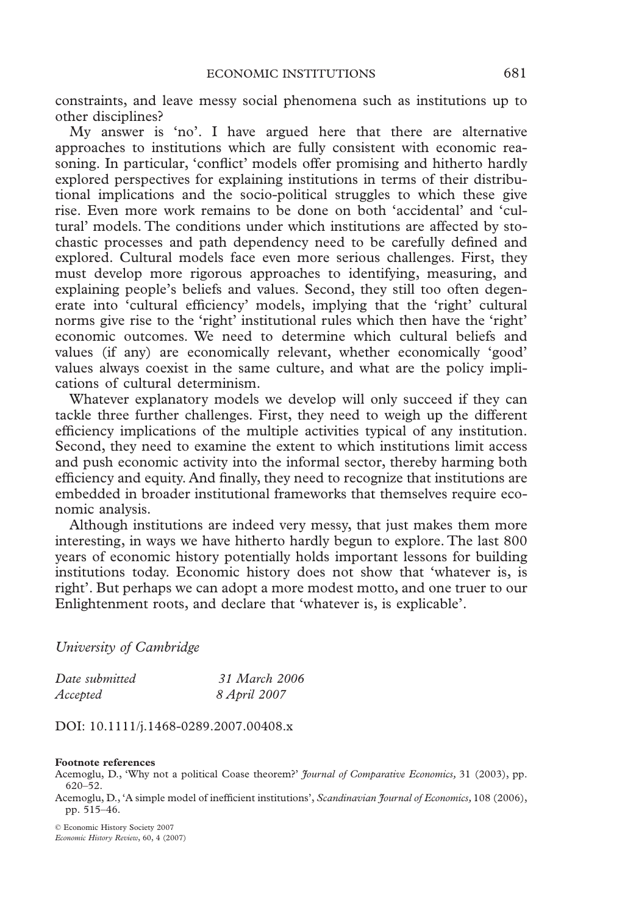constraints, and leave messy social phenomena such as institutions up to other disciplines?

My answer is 'no'. I have argued here that there are alternative approaches to institutions which are fully consistent with economic reasoning. In particular, 'conflict' models offer promising and hitherto hardly explored perspectives for explaining institutions in terms of their distributional implications and the socio-political struggles to which these give rise. Even more work remains to be done on both 'accidental' and 'cultural' models. The conditions under which institutions are affected by stochastic processes and path dependency need to be carefully defined and explored. Cultural models face even more serious challenges. First, they must develop more rigorous approaches to identifying, measuring, and explaining people's beliefs and values. Second, they still too often degenerate into 'cultural efficiency' models, implying that the 'right' cultural norms give rise to the 'right' institutional rules which then have the 'right' economic outcomes. We need to determine which cultural beliefs and values (if any) are economically relevant, whether economically 'good' values always coexist in the same culture, and what are the policy implications of cultural determinism.

Whatever explanatory models we develop will only succeed if they can tackle three further challenges. First, they need to weigh up the different efficiency implications of the multiple activities typical of any institution. Second, they need to examine the extent to which institutions limit access and push economic activity into the informal sector, thereby harming both efficiency and equity. And finally, they need to recognize that institutions are embedded in broader institutional frameworks that themselves require economic analysis.

Although institutions are indeed very messy, that just makes them more interesting, in ways we have hitherto hardly begun to explore. The last 800 years of economic history potentially holds important lessons for building institutions today. Economic history does not show that 'whatever is, is right'. But perhaps we can adopt a more modest motto, and one truer to our Enlightenment roots, and declare that 'whatever is, is explicable'.

*University of Cambridge*

| | |
|---|---|
| *Date submitted* | *31 March 2006* |
| *Accepted* | *8 April 2007* |

DOI: 10.1111/j.1468-0289.2007.00408.x

**Footnote references**

Acemoglu, D., 'Why not a political Coase theorem?' *Journal of Comparative Economics*, 31 (2003), pp. 620–52.

Acemoglu, D., 'A simple model of inefficient institutions', *Scandinavian Journal of Economics*, 108 (2006), pp. 515–46.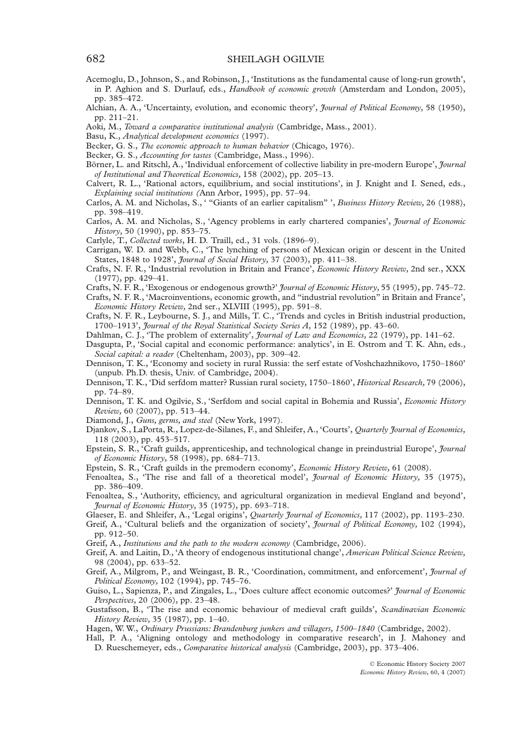Acemoglu, D., Johnson, S., and Robinson, J., 'Institutions as the fundamental cause of long-run growth', in P. Aghion and S. Durlauf, eds., *Handbook of economic growth* (Amsterdam and London, 2005), pp. 385–472.

Alchian, A. A., 'Uncertainty, evolution, and economic theory', *Journal of Political Economy,* 58 (1950), pp. 211–21.

Aoki, M., *Toward a comparative institutional analysis* (Cambridge, Mass., 2001).

Basu, K., *Analytical development economics* (1997).

Becker, G. S., *The economic approach to human behavior* (Chicago, 1976).

Becker, G. S., *Accounting for tastes* (Cambridge, Mass., 1996).

Börner, L. and Ritschl, A., 'Individual enforcement of collective liability in pre-modern Europe', *Journal of Institutional and Theoretical Economics,* 158 (2002), pp. 205–13.

Calvert, R. L., 'Rational actors, equilibrium, and social institutions', in J. Knight and I. Sened, eds., *Explaining social institutions* (Ann Arbor, 1995), pp. 57–94.

Carlos, A. M. and Nicholas, S., ' "Giants of an earlier capitalism" ', *Business History Review,* 26 (1988), pp. 398–419.

Carlos, A. M. and Nicholas, S., 'Agency problems in early chartered companies', *Journal of Economic History,* 50 (1990), pp. 853–75.

Carlyle, T., *Collected works*, H. D. Traill, ed., 31 vols. (1896–9).

Carrigan, W. D. and Webb, C., 'The lynching of persons of Mexican origin or descent in the United States, 1848 to 1928', *Journal of Social History,* 37 (2003), pp. 411–38.

Crafts, N. F. R., 'Industrial revolution in Britain and France', *Economic History Review,* 2nd ser., XXX (1977), pp. 429–41.

Crafts, N. F. R., 'Exogenous or endogenous growth?' *Journal of Economic History,* 55 (1995), pp. 745–72.

Crafts, N. F. R., 'Macroinventions, economic growth, and "industrial revolution" in Britain and France', *Economic History Review,* 2nd ser., XLVIII (1995), pp. 591–8.

Crafts, N. F. R., Leybourne, S. J., and Mills, T. C., 'Trends and cycles in British industrial production, 1700–1913', *Journal of the Royal Statistical Society Series A,* 152 (1989), pp. 43–60.

Dahlman, C. J., 'The problem of externality', *Journal of Law and Economics,* 22 (1979), pp. 141–62.

Dasgupta, P., 'Social capital and economic performance: analytics', in E. Ostrom and T. K. Ahn, eds., *Social capital: a reader* (Cheltenham, 2003), pp. 309–42.

Dennison, T. K., 'Economy and society in rural Russia: the serf estate of Voshchazhnikovo, 1750–1860' (unpub. Ph.D. thesis, Univ. of Cambridge, 2004).

Dennison, T. K., 'Did serfdom matter? Russian rural society, 1750–1860', *Historical Research,* 79 (2006), pp. 74–89.

Dennison, T. K. and Ogilvie, S., 'Serfdom and social capital in Bohemia and Russia', *Economic History Review,* 60 (2007), pp. 513–44.

Diamond, J., *Guns, germs, and steel* (New York, 1997).

Djankov, S., LaPorta, R., Lopez-de-Silanes, F., and Shleifer, A., 'Courts', *Quarterly Journal of Economics,* 118 (2003), pp. 453–517.

Epstein, S. R., 'Craft guilds, apprenticeship, and technological change in preindustrial Europe', *Journal of Economic History,* 58 (1998), pp. 684–713.

Epstein, S. R., 'Craft guilds in the premodern economy', *Economic History Review,* 61 (2008).

Fenoaltea, S., 'The rise and fall of a theoretical model', *Journal of Economic History,* 35 (1975), pp. 386–409.

Fenoaltea, S., 'Authority, efficiency, and agricultural organization in medieval England and beyond', *Journal of Economic History,* 35 (1975), pp. 693–718.

Glaeser, E. and Shleifer, A., 'Legal origins', *Quarterly Journal of Economics,* 117 (2002), pp. 1193–230.

Greif, A., 'Cultural beliefs and the organization of society', *Journal of Political Economy,* 102 (1994), pp. 912–50.

Greif, A., *Institutions and the path to the modern economy* (Cambridge, 2006).

Greif, A. and Laitin, D., 'A theory of endogenous institutional change', *American Political Science Review,* 98 (2004), pp. 633–52.

Greif, A., Milgrom, P., and Weingast, B. R., 'Coordination, commitment, and enforcement', *Journal of Political Economy,* 102 (1994), pp. 745–76.

Guiso, L., Sapienza, P., and Zingales, L., 'Does culture affect economic outcomes?' *Journal of Economic Perspectives,* 20 (2006), pp. 23–48.

Gustafsson, B., 'The rise and economic behaviour of medieval craft guilds', *Scandinavian Economic History Review,* 35 (1987), pp. 1–40.

Hagen, W. W., *Ordinary Prussians: Brandenburg junkers and villagers, 1500–1840* (Cambridge, 2002).

Hall, P. A., 'Aligning ontology and methodology in comparative research', in J. Mahoney and D. Rueschemeyer, eds., *Comparative historical analysis* (Cambridge, 2003), pp. 373–406.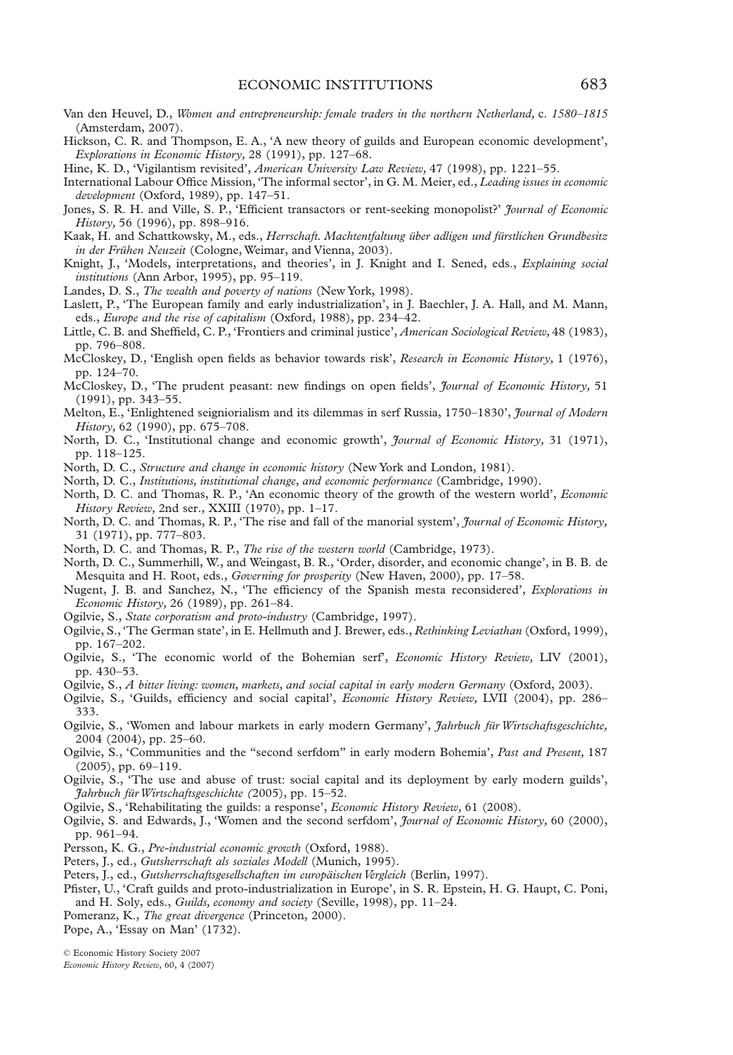Van den Heuvel, D., *Women and entrepreneurship: female traders in the northern Netherland,* c. *1580–1815* (Amsterdam, 2007).

Hickson, C. R. and Thompson, E. A., 'A new theory of guilds and European economic development', *Explorations in Economic History,* 28 (1991), pp. 127–68.

Hine, K. D., 'Vigilantism revisited', *American University Law Review,* 47 (1998), pp. 1221–55.

International Labour Office Mission, 'The informal sector', in G. M. Meier, ed., *Leading issues in economic development* (Oxford, 1989), pp. 147–51.

Jones, S. R. H. and Ville, S. P., 'Efficient transactors or rent-seeking monopolist?' *Journal of Economic History,* 56 (1996), pp. 898–916.

Kaak, H. and Schattkowsky, M., eds., *Herrschaft. Machtentfaltung über adligen und fürstlichen Grundbesitz in der Frühen Neuzeit* (Cologne, Weimar, and Vienna, 2003).

Knight, J., 'Models, interpretations, and theories', in J. Knight and I. Sened, eds., *Explaining social institutions* (Ann Arbor, 1995), pp. 95–119.

Landes, D. S., *The wealth and poverty of nations* (New York, 1998).

Laslett, P., 'The European family and early industrialization', in J. Baechler, J. A. Hall, and M. Mann, eds., *Europe and the rise of capitalism* (Oxford, 1988), pp. 234–42.

Little, C. B. and Sheffield, C. P., 'Frontiers and criminal justice', *American Sociological Review,* 48 (1983), pp. 796–808.

McCloskey, D., 'English open fields as behavior towards risk', *Research in Economic History,* 1 (1976), pp. 124–70.

McCloskey, D., 'The prudent peasant: new findings on open fields', *Journal of Economic History,* 51 (1991), pp. 343–55.

Melton, E., 'Enlightened seigniorialism and its dilemmas in serf Russia, 1750–1830', *Journal of Modern History,* 62 (1990), pp. 675–708.

North, D. C., 'Institutional change and economic growth', *Journal of Economic History,* 31 (1971), pp. 118–125.

North, D. C., *Structure and change in economic history* (New York and London, 1981).

North, D. C., *Institutions, institutional change, and economic performance* (Cambridge, 1990).

North, D. C. and Thomas, R. P., 'An economic theory of the growth of the western world', *Economic History Review,* 2nd ser., XXIII (1970), pp. 1–17.

North, D. C. and Thomas, R. P., 'The rise and fall of the manorial system', *Journal of Economic History,* 31 (1971), pp. 777–803.

North, D. C. and Thomas, R. P., *The rise of the western world* (Cambridge, 1973).

North, D. C., Summerhill, W., and Weingast, B. R., 'Order, disorder, and economic change', in B. B. de Mesquita and H. Root, eds., *Governing for prosperity* (New Haven, 2000), pp. 17–58.

Nugent, J. B. and Sanchez, N., 'The efficiency of the Spanish mesta reconsidered', *Explorations in Economic History,* 26 (1989), pp. 261–84.

Ogilvie, S., *State corporatism and proto-industry* (Cambridge, 1997).

Ogilvie, S., 'The German state', in E. Hellmuth and J. Brewer, eds., *Rethinking Leviathan* (Oxford, 1999), pp. 167–202.

Ogilvie, S., 'The economic world of the Bohemian serf', *Economic History Review,* LIV (2001), pp. 430–53.

Ogilvie, S., *A bitter living: women, markets, and social capital in early modern Germany* (Oxford, 2003).

Ogilvie, S., 'Guilds, efficiency and social capital', *Economic History Review,* LVII (2004), pp. 286–333.

Ogilvie, S., 'Women and labour markets in early modern Germany', *Jahrbuch für Wirtschaftsgeschichte,* 2004 (2004), pp. 25–60.

Ogilvie, S., 'Communities and the "second serfdom" in early modern Bohemia', *Past and Present,* 187 (2005), pp. 69–119.

Ogilvie, S., 'The use and abuse of trust: social capital and its deployment by early modern guilds', *Jahrbuch für Wirtschaftsgeschichte (*2005), pp. 15–52.

Ogilvie, S., 'Rehabilitating the guilds: a response', *Economic History Review,* 61 (2008).

Ogilvie, S. and Edwards, J., 'Women and the second serfdom', *Journal of Economic History,* 60 (2000), pp. 961–94.

Persson, K. G., *Pre-industrial economic growth* (Oxford, 1988).

Peters, J., ed., *Gutsherrschaft als soziales Modell* (Munich, 1995).

Peters, J., ed., *Gutsherrschaftsgesellschaften im europäischen Vergleich* (Berlin, 1997).

Pfister, U., 'Craft guilds and proto-industrialization in Europe', in S. R. Epstein, H. G. Haupt, C. Poni, and H. Soly, eds., *Guilds, economy and society* (Seville, 1998), pp. 11–24.

Pomeranz, K., *The great divergence* (Princeton, 2000).

Pope, A., 'Essay on Man' (1732).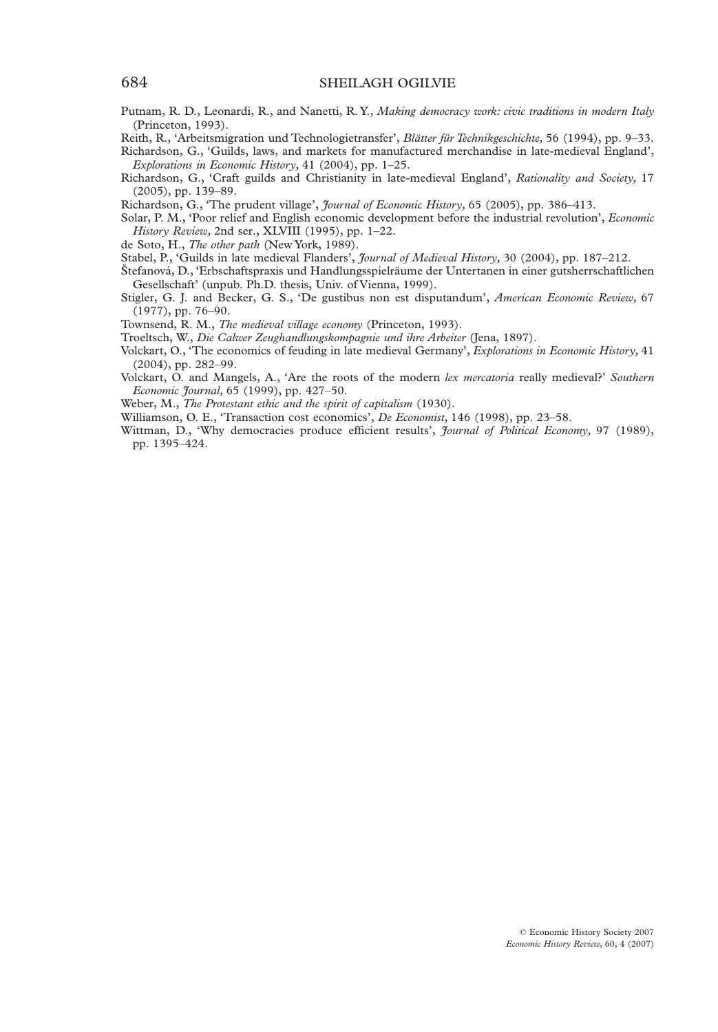Putnam, R. D., Leonardi, R., and Nanetti, R. Y., *Making democracy work: civic traditions in modern Italy* (Princeton, 1993).

Reith, R., 'Arbeitsmigration und Technologietransfer', *Blätter für Technikgeschichte,* 56 (1994), pp. 9–33.

Richardson, G., 'Guilds, laws, and markets for manufactured merchandise in late-medieval England', *Explorations in Economic History,* 41 (2004), pp. 1–25.

Richardson, G., 'Craft guilds and Christianity in late-medieval England', *Rationality and Society,* 17 (2005), pp. 139–89.

Richardson, G., 'The prudent village', *Journal of Economic History,* 65 (2005), pp. 386–413.

Solar, P. M., 'Poor relief and English economic development before the industrial revolution', *Economic History Review,* 2nd ser., XLVIII (1995), pp. 1–22.

de Soto, H., *The other path* (New York, 1989).

Stabel, P., 'Guilds in late medieval Flanders', *Journal of Medieval History,* 30 (2004), pp. 187–212.

Štefanová, D., 'Erbschaftspraxis und Handlungsspielräume der Untertanen in einer gutsherrschaftlichen Gesellschaft' (unpub. Ph.D. thesis, Univ. of Vienna, 1999).

Stigler, G. J. and Becker, G. S., 'De gustibus non est disputandum', *American Economic Review,* 67 (1977), pp. 76–90.

Townsend, R. M., *The medieval village economy* (Princeton, 1993).

Troeltsch, W., *Die Calwer Zeughandlungskompagnie und ihre Arbeiter* (Jena, 1897).

Volckart, O., 'The economics of feuding in late medieval Germany', *Explorations in Economic History,* 41 (2004), pp. 282–99.

Volckart, O. and Mangels, A., 'Are the roots of the modern *lex mercatoria* really medieval?' *Southern Economic Journal,* 65 (1999), pp. 427–50.

Weber, M., *The Protestant ethic and the spirit of capitalism* (1930).

Williamson, O. E., 'Transaction cost economics', *De Economist,* 146 (1998), pp. 23–58.

Wittman, D., 'Why democracies produce efficient results', *Journal of Political Economy,* 97 (1989), pp. 1395–424.